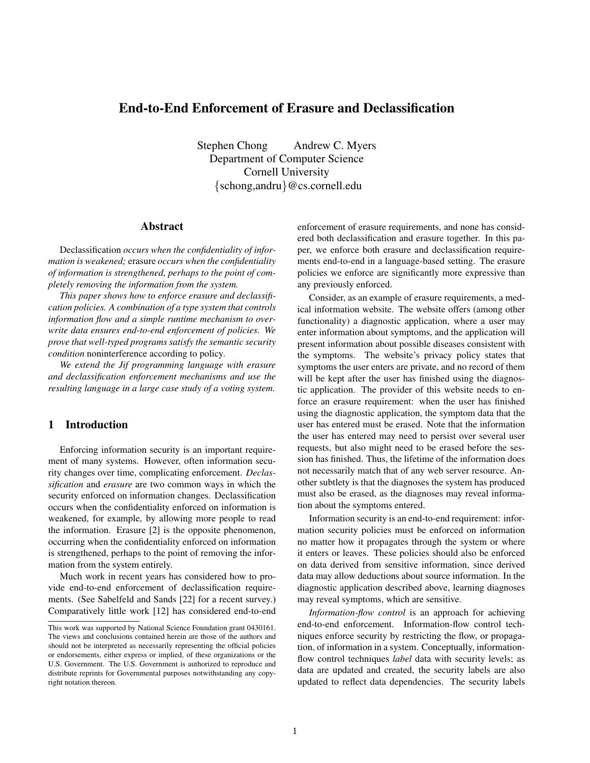# End-to-End Enforcement of Erasure and Declassification

Stephen Chong  Andrew C. Myers
Department of Computer Science
Cornell University
{schong,andru}@cs.cornell.edu

## Abstract

*Declassification occurs when the confidentiality of information is weakened; erasure occurs when the confidentiality of information is strengthened, perhaps to the point of completely removing the information from the system.*

*This paper shows how to enforce erasure and declassification policies. A combination of a type system that controls information flow and a simple runtime mechanism to overwrite data ensures end-to-end enforcement of policies. We prove that well-typed programs satisfy the semantic security condition noninterference according to policy.*

*We extend the Jif programming language with erasure and declassification enforcement mechanisms and use the resulting language in a large case study of a voting system.*

## 1 Introduction

Enforcing information security is an important requirement of many systems. However, often information security changes over time, complicating enforcement. *Declassification* and *erasure* are two common ways in which the security enforced on information changes. Declassification occurs when the confidentiality enforced on information is weakened, for example, by allowing more people to read the information. Erasure [2] is the opposite phenomenon, occurring when the confidentiality enforced on information is strengthened, perhaps to the point of removing the information from the system entirely.

Much work in recent years has considered how to provide end-to-end enforcement of declassification requirements. (See Sabelfeld and Sands [22] for a recent survey.) Comparatively little work [12] has considered end-to-end enforcement of erasure requirements, and none has considered both declassification and erasure together. In this paper, we enforce both erasure and declassification requirements end-to-end in a language-based setting. The erasure policies we enforce are significantly more expressive than any previously enforced.

Consider, as an example of erasure requirements, a medical information website. The website offers (among other functionality) a diagnostic application, where a user may enter information about symptoms, and the application will present information about possible diseases consistent with the symptoms. The website's privacy policy states that symptoms the user enters are private, and no record of them will be kept after the user has finished using the diagnostic application. The provider of this website needs to enforce an erasure requirement: when the user has finished using the diagnostic application, the symptom data that the user has entered must be erased. Note that the information the user has entered may need to persist over several user requests, but also might need to be erased before the session has finished. Thus, the lifetime of the information does not necessarily match that of any web server resource. Another subtlety is that the diagnoses the system has produced must also be erased, as the diagnoses may reveal information about the symptoms entered.

Information security is an end-to-end requirement: information security policies must be enforced on information no matter how it propagates through the system or where it enters or leaves. These policies should also be enforced on data derived from sensitive information, since derived data may allow deductions about source information. In the diagnostic application described above, learning diagnoses may reveal symptoms, which are sensitive.

*Information-flow control* is an approach for achieving end-to-end enforcement. Information-flow control techniques enforce security by restricting the flow, or propagation, of information in a system. Conceptually, information-flow control techniques *label* data with security levels; as data are updated and created, the security labels are also updated to reflect data dependencies. The security labels

This work was supported by National Science Foundation grant 0430161. The views and conclusions contained herein are those of the authors and should not be interpreted as necessarily representing the official policies or endorsements, either express or implied, of these organizations or the U.S. Government. The U.S. Government is authorized to reproduce and distribute reprints for Governmental purposes notwithstanding any copyright notation thereon.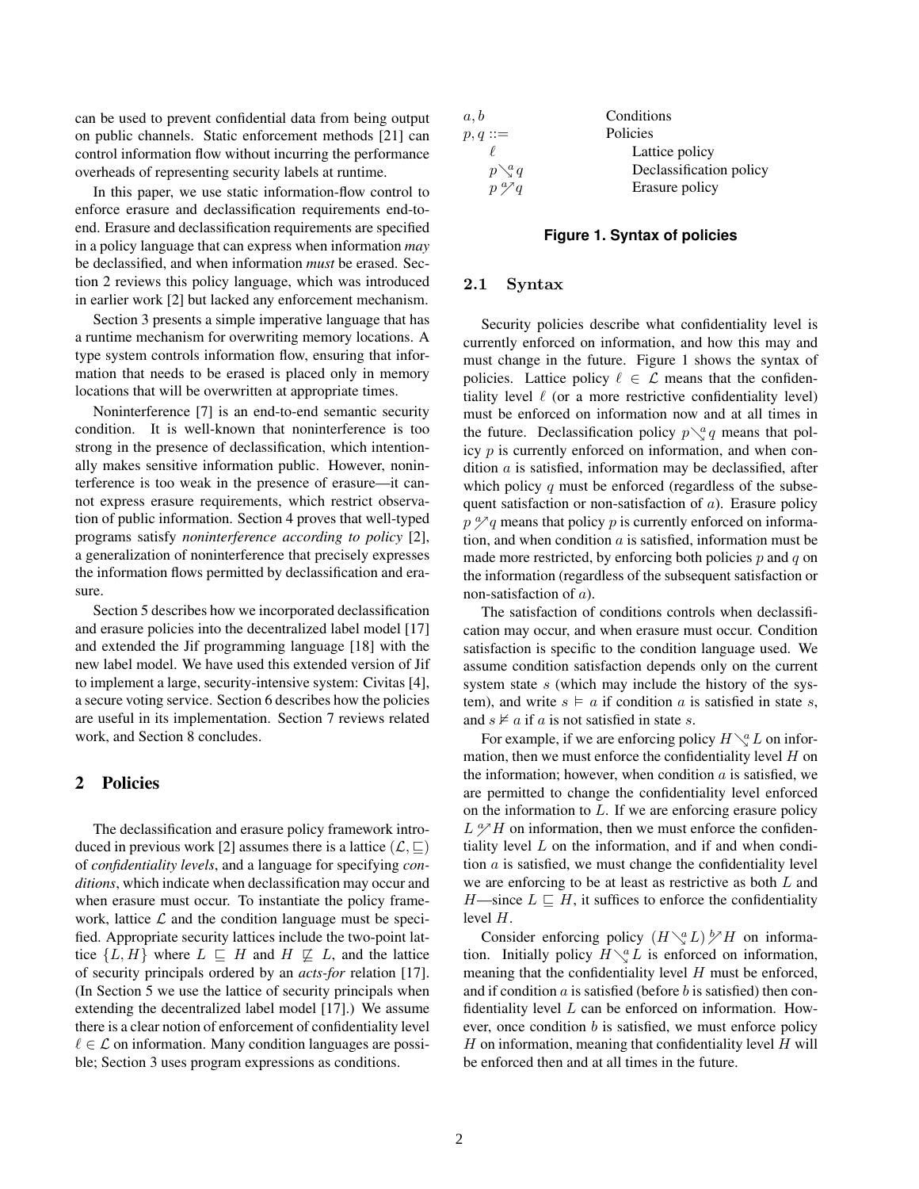can be used to prevent confidential data from being output on public channels. Static enforcement methods [21] can control information flow without incurring the performance overheads of representing security labels at runtime.

In this paper, we use static information-flow control to enforce erasure and declassification requirements end-to-end. Erasure and declassification requirements are specified in a policy language that can express when information *may* be declassified, and when information *must* be erased. Section 2 reviews this policy language, which was introduced in earlier work [2] but lacked any enforcement mechanism.

Section 3 presents a simple imperative language that has a runtime mechanism for overwriting memory locations. A type system controls information flow, ensuring that information that needs to be erased is placed only in memory locations that will be overwritten at appropriate times.

Noninterference [7] is an end-to-end semantic security condition. It is well-known that noninterference is too strong in the presence of declassification, which intentionally makes sensitive information public. However, noninterference is too weak in the presence of erasure—it cannot express erasure requirements, which restrict observation of public information. Section 4 proves that well-typed programs satisfy *noninterference according to policy* [2], a generalization of noninterference that precisely expresses the information flows permitted by declassification and erasure.

Section 5 describes how we incorporated declassification and erasure policies into the decentralized label model [17] and extended the Jif programming language [18] with the new label model. We have used this extended version of Jif to implement a large, security-intensive system: Civitas [4], a secure voting service. Section 6 describes how the policies are useful in its implementation. Section 7 reviews related work, and Section 8 concludes.

## 2 Policies

The declassification and erasure policy framework introduced in previous work [2] assumes there is a lattice $(\mathcal{L}, \sqsubseteq)$ of *confidentiality levels*, and a language for specifying *conditions*, which indicate when declassification may occur and when erasure must occur. To instantiate the policy framework, lattice $\mathcal{L}$ and the condition language must be specified. Appropriate security lattices include the two-point lattice $\{L, H\}$ where $L \sqsubseteq H$ and $H \not\sqsubseteq L$, and the lattice of security principals ordered by an *acts-for* relation [17]. (In Section 5 we use the lattice of security principals when extending the decentralized label model [17].) We assume there is a clear notion of enforcement of confidentiality level $\ell \in \mathcal{L}$ on information. Many condition languages are possible; Section 3 uses program expressions as conditions.

| | |
|---|---|
| $a, b$ | Conditions |
| $p, q ::=$ | Policies |
| $\quad \ell$ | Lattice policy |
| $\quad p \searrow^{a} q$ | Declassification policy |
| $\quad p \,{}^{a}\!\!\nearrow q$ | Erasure policy |

**Figure 1. Syntax of policies**

### 2.1 Syntax

Security policies describe what confidentiality level is currently enforced on information, and how this may and must change in the future. Figure 1 shows the syntax of policies. Lattice policy $\ell \in \mathcal{L}$ means that the confidentiality level $\ell$ (or a more restrictive confidentiality level) must be enforced on information now and at all times in the future. Declassification policy $p \searrow^{a} q$ means that policy $p$ is currently enforced on information, and when condition $a$ is satisfied, information may be declassified, after which policy $q$ must be enforced (regardless of the subsequent satisfaction or non-satisfaction of $a$). Erasure policy $p \,{}^{a}\!\!\nearrow q$ means that policy $p$ is currently enforced on information, and when condition $a$ is satisfied, information must be made more restricted, by enforcing both policies $p$ and $q$ on the information (regardless of the subsequent satisfaction or non-satisfaction of $a$).

The satisfaction of conditions controls when declassification may occur, and when erasure must occur. Condition satisfaction is specific to the condition language used. We assume condition satisfaction depends only on the current system state $s$ (which may include the history of the system), and write $s \vDash a$ if condition $a$ is satisfied in state $s$, and $s \nvDash a$ if $a$ is not satisfied in state $s$.

For example, if we are enforcing policy $H \searrow^{a} L$ on information, then we must enforce the confidentiality level $H$ on the information; however, when condition $a$ is satisfied, we are permitted to change the confidentiality level enforced on the information to $L$. If we are enforcing erasure policy $L \,{}^{a}\!\!\nearrow H$ on information, then we must enforce the confidentiality level $L$ on the information, and if and when condition $a$ is satisfied, we must change the confidentiality level we are enforcing to be at least as restrictive as both $L$ and $H$—since $L \sqsubseteq H$, it suffices to enforce the confidentiality level $H$.

Consider enforcing policy $(H \searrow^{a} L) \,{}^{b}\!\!\nearrow H$ on information. Initially policy $H \searrow^{a} L$ is enforced on information, meaning that the confidentiality level $H$ must be enforced, and if condition $a$ is satisfied (before $b$ is satisfied) then confidentiality level $L$ can be enforced on information. However, once condition $b$ is satisfied, we must enforce policy $H$ on information, meaning that confidentiality level $H$ will be enforced then and at all times in the future.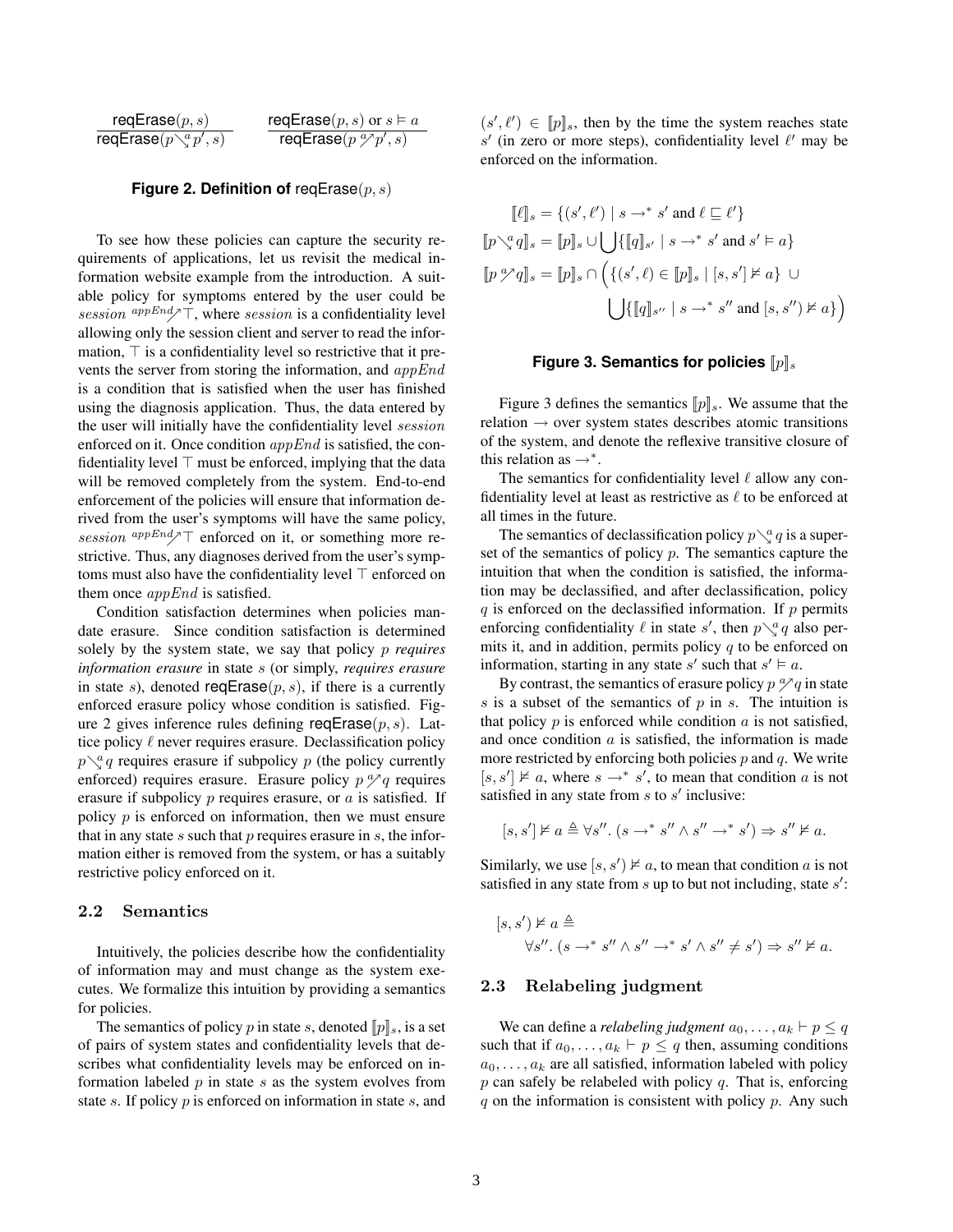$$\frac{\mathsf{reqErase}(p, s)}{\mathsf{reqErase}(p \overset{a}{\searrow} p', s)} \qquad \frac{\mathsf{reqErase}(p, s) \text{ or } s \vDash a}{\mathsf{reqErase}(p \overset{a}{\nearrow} p', s)}$$

**Figure 2. Definition of** $\mathsf{reqErase}(p, s)$

To see how these policies can capture the security requirements of applications, let us revisit the medical information website example from the introduction. A suitable policy for symptoms entered by the user could be $session \overset{appEnd}{\nearrow} \top$, where $session$ is a confidentiality level allowing only the session client and server to read the information, $\top$ is a confidentiality level so restrictive that it prevents the server from storing the information, and $appEnd$ is a condition that is satisfied when the user has finished using the diagnosis application. Thus, the data entered by the user will initially have the confidentiality level $session$ enforced on it. Once condition $appEnd$ is satisfied, the confidentiality level $\top$ must be enforced, implying that the data will be removed completely from the system. End-to-end enforcement of the policies will ensure that information derived from the user's symptoms will have the same policy, $session \overset{appEnd}{\nearrow} \top$ enforced on it, or something more restrictive. Thus, any diagnoses derived from the user's symptoms must also have the confidentiality level $\top$ enforced on them once $appEnd$ is satisfied.

Condition satisfaction determines when policies mandate erasure. Since condition satisfaction is determined solely by the system state, we say that policy $p$ *requires information erasure* in state $s$ (or simply, *requires erasure* in state $s$), denoted $\mathsf{reqErase}(p, s)$, if there is a currently enforced erasure policy whose condition is satisfied. Figure 2 gives inference rules defining $\mathsf{reqErase}(p, s)$. Lattice policy $\ell$ never requires erasure. Declassification policy $p \overset{a}{\searrow} q$ requires erasure if subpolicy $p$ (the policy currently enforced) requires erasure. Erasure policy $p \overset{a}{\nearrow} q$ requires erasure if subpolicy $p$ requires erasure, or $a$ is satisfied. If policy $p$ is enforced on information, then we must ensure that in any state $s$ such that $p$ requires erasure in $s$, the information either is removed from the system, or has a suitably restrictive policy enforced on it.

## 2.2 Semantics

Intuitively, the policies describe how the confidentiality of information may and must change as the system executes. We formalize this intuition by providing a semantics for policies.

The semantics of policy $p$ in state $s$, denoted $[\![p]\!]_s$, is a set of pairs of system states and confidentiality levels that describes what confidentiality levels may be enforced on information labeled $p$ in state $s$ as the system evolves from state $s$. If policy $p$ is enforced on information in state $s$, and $(s', \ell') \in [\![p]\!]_s$, then by the time the system reaches state $s'$ (in zero or more steps), confidentiality level $\ell'$ may be enforced on the information.

$$[\![\ell]\!]_s = \{(s', \ell') \mid s \rightarrow^* s' \text{ and } \ell \sqsubseteq \ell'\}$$

$$[\![p \overset{a}{\searrow} q]\!]_s = [\![p]\!]_s \cup \bigcup \{[\![q]\!]_{s'} \mid s \rightarrow^* s' \text{ and } s' \vDash a\}$$

$$[\![p \overset{a}{\nearrow} q]\!]_s = [\![p]\!]_s \cap \Big( \{(s', \ell) \in [\![p]\!]_s \mid [s, s'] \nvDash a\} \cup \bigcup \{[\![q]\!]_{s''} \mid s \rightarrow^* s'' \text{ and } [s, s'') \nvDash a\} \Big)$$

**Figure 3. Semantics for policies** $[\![p]\!]_s$

Figure 3 defines the semantics $[\![p]\!]_s$. We assume that the relation $\rightarrow$ over system states describes atomic transitions of the system, and denote the reflexive transitive closure of this relation as $\rightarrow^*$.

The semantics for confidentiality level $\ell$ allow any confidentiality level at least as restrictive as $\ell$ to be enforced at all times in the future.

The semantics of declassification policy $p \overset{a}{\searrow} q$ is a superset of the semantics of policy $p$. The semantics capture the intuition that when the condition is satisfied, the information may be declassified, and after declassification, policy $q$ is enforced on the declassified information. If $p$ permits enforcing confidentiality $\ell$ in state $s'$, then $p \overset{a}{\searrow} q$ also permits it, and in addition, permits policy $q$ to be enforced on information, starting in any state $s'$ such that $s' \vDash a$.

By contrast, the semantics of erasure policy $p \overset{a}{\nearrow} q$ in state $s$ is a subset of the semantics of $p$ in $s$. The intuition is that policy $p$ is enforced while condition $a$ is not satisfied, and once condition $a$ is satisfied, the information is made more restricted by enforcing both policies $p$ and $q$. We write $[s, s'] \nvDash a$, where $s \rightarrow^* s'$, to mean that condition $a$ is not satisfied in any state from $s$ to $s'$ inclusive:

$$[s, s'] \nvDash a \triangleq \forall s''.\ (s \rightarrow^* s'' \wedge s'' \rightarrow^* s') \Rightarrow s'' \nvDash a.$$

Similarly, we use $[s, s') \nvDash a$, to mean that condition $a$ is not satisfied in any state from $s$ up to but not including, state $s'$:

$$[s, s') \nvDash a \triangleq \forall s''.\ (s \rightarrow^* s'' \wedge s'' \rightarrow^* s' \wedge s'' \neq s') \Rightarrow s'' \nvDash a.$$

## 2.3 Relabeling judgment

We can define a *relabeling judgment* $a_0, \ldots, a_k \vdash p \leq q$ such that if $a_0, \ldots, a_k \vdash p \leq q$ then, assuming conditions $a_0, \ldots, a_k$ are all satisfied, information labeled with policy $p$ can safely be relabeled with policy $q$. That is, enforcing $q$ on the information is consistent with policy $p$. Any such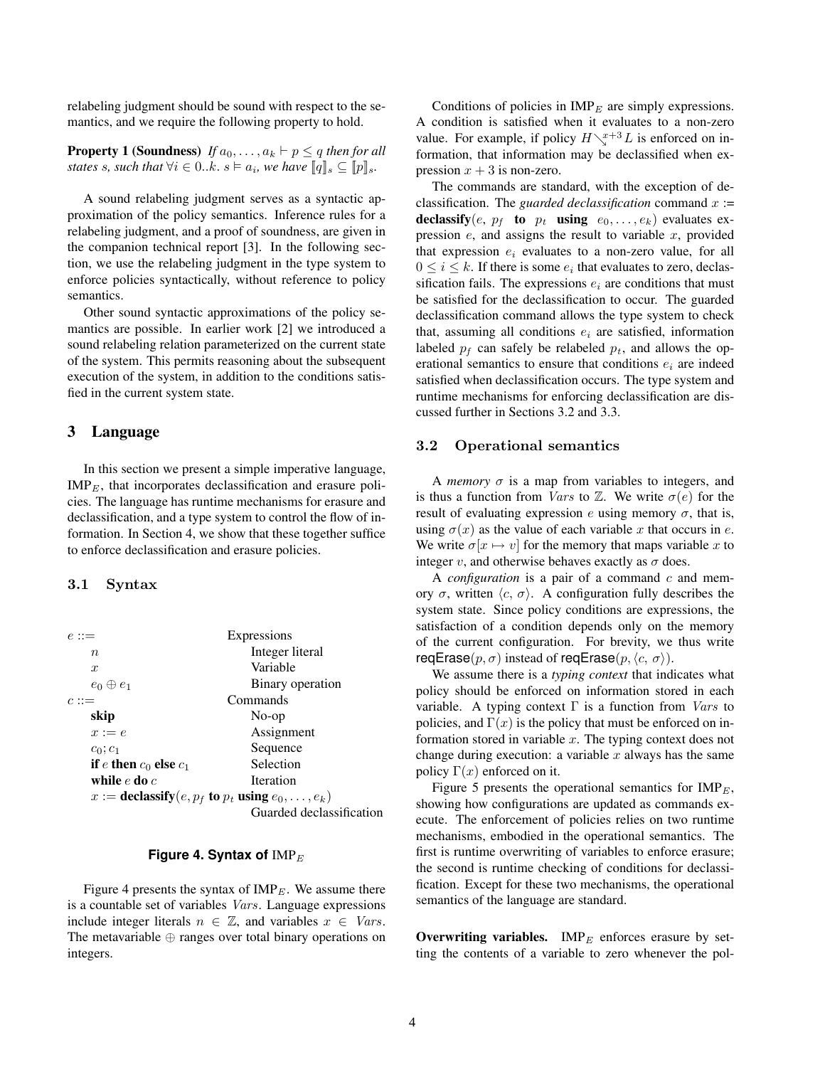relabeling judgment should be sound with respect to the semantics, and we require the following property to hold.

**Property 1 (Soundness)** *If $a_0, \ldots, a_k \vdash p \leq q$ then for all states $s$, such that $\forall i \in 0..k.\ s \vDash a_i$, we have $[\![q]\!]_s \subseteq [\![p]\!]_s$.*

A sound relabeling judgment serves as a syntactic approximation of the policy semantics. Inference rules for a relabeling judgment, and a proof of soundness, are given in the companion technical report [3]. In the following section, we use the relabeling judgment in the type system to enforce policies syntactically, without reference to policy semantics.

Other sound syntactic approximations of the policy semantics are possible. In earlier work [2] we introduced a sound relabeling relation parameterized on the current state of the system. This permits reasoning about the subsequent execution of the system, in addition to the conditions satisfied in the current system state.

# 3 Language

In this section we present a simple imperative language, $\text{IMP}_E$, that incorporates declassification and erasure policies. The language has runtime mechanisms for erasure and declassification, and a type system to control the flow of information. In Section 4, we show that these together suffice to enforce declassification and erasure policies.

## 3.1 Syntax

| | |
|---|---|
| $e ::=$ | Expressions |
| $\quad n$ | Integer literal |
| $\quad x$ | Variable |
| $\quad e_0 \oplus e_1$ | Binary operation |
| $c ::=$ | Commands |
| $\quad$ **skip** | No-op |
| $\quad x := e$ | Assignment |
| $\quad c_0; c_1$ | Sequence |
| $\quad$ **if** $e$ **then** $c_0$ **else** $c_1$ | Selection |
| $\quad$ **while** $e$ **do** $c$ | Iteration |
| $\quad x :=$ **declassify**$(e, p_f$ **to** $p_t$ **using** $e_0, \ldots, e_k)$ | Guarded declassification |

**Figure 4. Syntax of $\text{IMP}_E$**

Figure 4 presents the syntax of $\text{IMP}_E$. We assume there is a countable set of variables *Vars*. Language expressions include integer literals $n \in \mathbb{Z}$, and variables $x \in \mathit{Vars}$. The metavariable $\oplus$ ranges over total binary operations on integers.

Conditions of policies in $\text{IMP}_E$ are simply expressions. A condition is satisfied when it evaluates to a non-zero value. For example, if policy $H \searrow^{x+3} L$ is enforced on information, that information may be declassified when expression $x + 3$ is non-zero.

The commands are standard, with the exception of declassification. The *guarded declassification* command $x :=$ **declassify**$(e,\ p_f$ **to** $p_t$ **using** $e_0, \ldots, e_k)$ evaluates expression $e$, and assigns the result to variable $x$, provided that expression $e_i$ evaluates to a non-zero value, for all $0 \leq i \leq k$. If there is some $e_i$ that evaluates to zero, declassification fails. The expressions $e_i$ are conditions that must be satisfied for the declassification to occur. The guarded declassification command allows the type system to check that, assuming all conditions $e_i$ are satisfied, information labeled $p_f$ can safely be relabeled $p_t$, and allows the operational semantics to ensure that conditions $e_i$ are indeed satisfied when declassification occurs. The type system and runtime mechanisms for enforcing declassification are discussed further in Sections 3.2 and 3.3.

## 3.2 Operational semantics

A *memory* $\sigma$ is a map from variables to integers, and is thus a function from *Vars* to $\mathbb{Z}$. We write $\sigma(e)$ for the result of evaluating expression $e$ using memory $\sigma$, that is, using $\sigma(x)$ as the value of each variable $x$ that occurs in $e$. We write $\sigma[x \mapsto v]$ for the memory that maps variable $x$ to integer $v$, and otherwise behaves exactly as $\sigma$ does.

A *configuration* is a pair of a command $c$ and memory $\sigma$, written $\langle c, \sigma \rangle$. A configuration fully describes the system state. Since policy conditions are expressions, the satisfaction of a condition depends only on the memory of the current configuration. For brevity, we thus write $\mathsf{reqErase}(p, \sigma)$ instead of $\mathsf{reqErase}(p, \langle c, \sigma \rangle)$.

We assume there is a *typing context* that indicates what policy should be enforced on information stored in each variable. A typing context $\Gamma$ is a function from *Vars* to policies, and $\Gamma(x)$ is the policy that must be enforced on information stored in variable $x$. The typing context does not change during execution: a variable $x$ always has the same policy $\Gamma(x)$ enforced on it.

Figure 5 presents the operational semantics for $\text{IMP}_E$, showing how configurations are updated as commands execute. The enforcement of policies relies on two runtime mechanisms, embodied in the operational semantics. The first is runtime overwriting of variables to enforce erasure; the second is runtime checking of conditions for declassification. Except for these two mechanisms, the operational semantics of the language are standard.

**Overwriting variables.** $\text{IMP}_E$ enforces erasure by setting the contents of a variable to zero whenever the pol-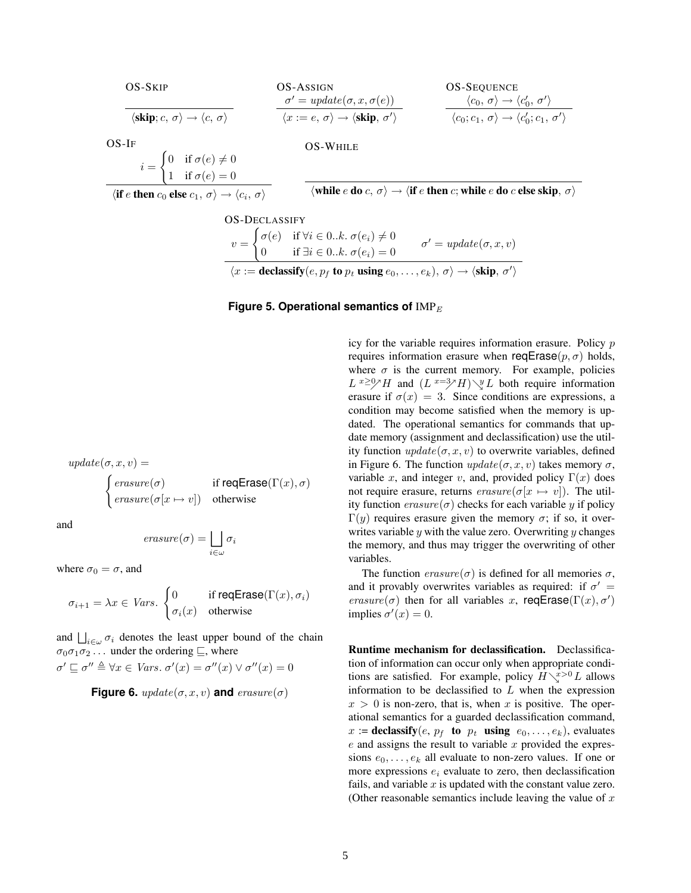OS-Skip

$$\frac{}{\langle \textbf{skip}; c,\, \sigma\rangle \to \langle c,\, \sigma\rangle}$$

OS-Assign

$$\frac{\sigma' = \mathit{update}(\sigma, x, \sigma(e))}{\langle x := e,\, \sigma\rangle \to \langle \textbf{skip},\, \sigma'\rangle}$$

OS-Sequence

$$\frac{\langle c_0,\, \sigma\rangle \to \langle c_0',\, \sigma'\rangle}{\langle c_0; c_1,\, \sigma\rangle \to \langle c_0'; c_1,\, \sigma'\rangle}$$

OS-If

$$\frac{i = \begin{cases} 0 & \text{if } \sigma(e) \neq 0 \\ 1 & \text{if } \sigma(e) = 0 \end{cases}}{\langle \textbf{if } e \textbf{ then } c_0 \textbf{ else } c_1,\, \sigma\rangle \to \langle c_i,\, \sigma\rangle}$$

OS-While

$$\frac{}{\langle \textbf{while } e \textbf{ do } c,\, \sigma\rangle \to \langle \textbf{if } e \textbf{ then } c; \textbf{while } e \textbf{ do } c \textbf{ else skip},\, \sigma\rangle}$$

OS-Declassify

$$\frac{v = \begin{cases} \sigma(e) & \text{if } \forall i \in 0..k.\ \sigma(e_i) \neq 0 \\ 0 & \text{if } \exists i \in 0..k.\ \sigma(e_i) = 0 \end{cases} \qquad \sigma' = \mathit{update}(\sigma, x, v)}{\langle x := \textbf{declassify}(e, p_f \textbf{ to } p_t \textbf{ using } e_0, \ldots, e_k),\, \sigma\rangle \to \langle \textbf{skip},\, \sigma'\rangle}$$

**Figure 5. Operational semantics of** $\mathrm{IMP}_E$

$$\mathit{update}(\sigma, x, v) = \begin{cases} \mathit{erasure}(\sigma) & \text{if } \mathsf{reqErase}(\Gamma(x), \sigma) \\ \mathit{erasure}(\sigma[x \mapsto v]) & \text{otherwise} \end{cases}$$

and

$$\mathit{erasure}(\sigma) = \bigsqcup_{i \in \omega} \sigma_i$$

where $\sigma_0 = \sigma$, and

$$\sigma_{i+1} = \lambda x \in \mathit{Vars}.\ \begin{cases} 0 & \text{if } \mathsf{reqErase}(\Gamma(x), \sigma_i) \\ \sigma_i(x) & \text{otherwise} \end{cases}$$

and $\bigsqcup_{i \in \omega} \sigma_i$ denotes the least upper bound of the chain $\sigma_0 \sigma_1 \sigma_2 \ldots$ under the ordering $\sqsubseteq$, where
$\sigma' \sqsubseteq \sigma'' \triangleq \forall x \in \mathit{Vars}.\ \sigma'(x) = \sigma''(x) \vee \sigma''(x) = 0$

**Figure 6.** $\mathit{update}(\sigma, x, v)$ **and** $\mathit{erasure}(\sigma)$

icy for the variable requires information erasure. Policy $p$ requires information erasure when $\mathsf{reqErase}(p, \sigma)$ holds, where $\sigma$ is the current memory. For example, policies $L \overset{x \geq 0}{\nearrow} H$ and $(L \overset{x=3}{\nearrow} H) \overset{y}{\searrow} L$ both require information erasure if $\sigma(x) = 3$. Since conditions are expressions, a condition may become satisfied when the memory is updated. The operational semantics for commands that update memory (assignment and declassification) use the utility function $\mathit{update}(\sigma, x, v)$ to overwrite variables, defined in Figure 6. The function $\mathit{update}(\sigma, x, v)$ takes memory $\sigma$, variable $x$, and integer $v$, and, provided policy $\Gamma(x)$ does not require erasure, returns $\mathit{erasure}(\sigma[x \mapsto v])$. The utility function $\mathit{erasure}(\sigma)$ checks for each variable $y$ if policy $\Gamma(y)$ requires erasure given the memory $\sigma$; if so, it overwrites variable $y$ with the value zero. Overwriting $y$ changes the memory, and thus may trigger the overwriting of other variables.

The function $\mathit{erasure}(\sigma)$ is defined for all memories $\sigma$, and it provably overwrites variables as required: if $\sigma' = \mathit{erasure}(\sigma)$ then for all variables $x$, $\mathsf{reqErase}(\Gamma(x), \sigma')$ implies $\sigma'(x) = 0$.

**Runtime mechanism for declassification.** Declassification of information can occur only when appropriate conditions are satisfied. For example, policy $H \overset{x>0}{\searrow} L$ allows information to be declassified to $L$ when the expression $x > 0$ is non-zero, that is, when $x$ is positive. The operational semantics for a guarded declassification command, $x := \textbf{declassify}(e,\ p_f \ \textbf{to}\ p_t\ \textbf{using}\ e_0, \ldots, e_k)$, evaluates $e$ and assigns the result to variable $x$ provided the expressions $e_0, \ldots, e_k$ all evaluate to non-zero values. If one or more expressions $e_i$ evaluate to zero, then declassification fails, and variable $x$ is updated with the constant value zero. (Other reasonable semantics include leaving the value of $x$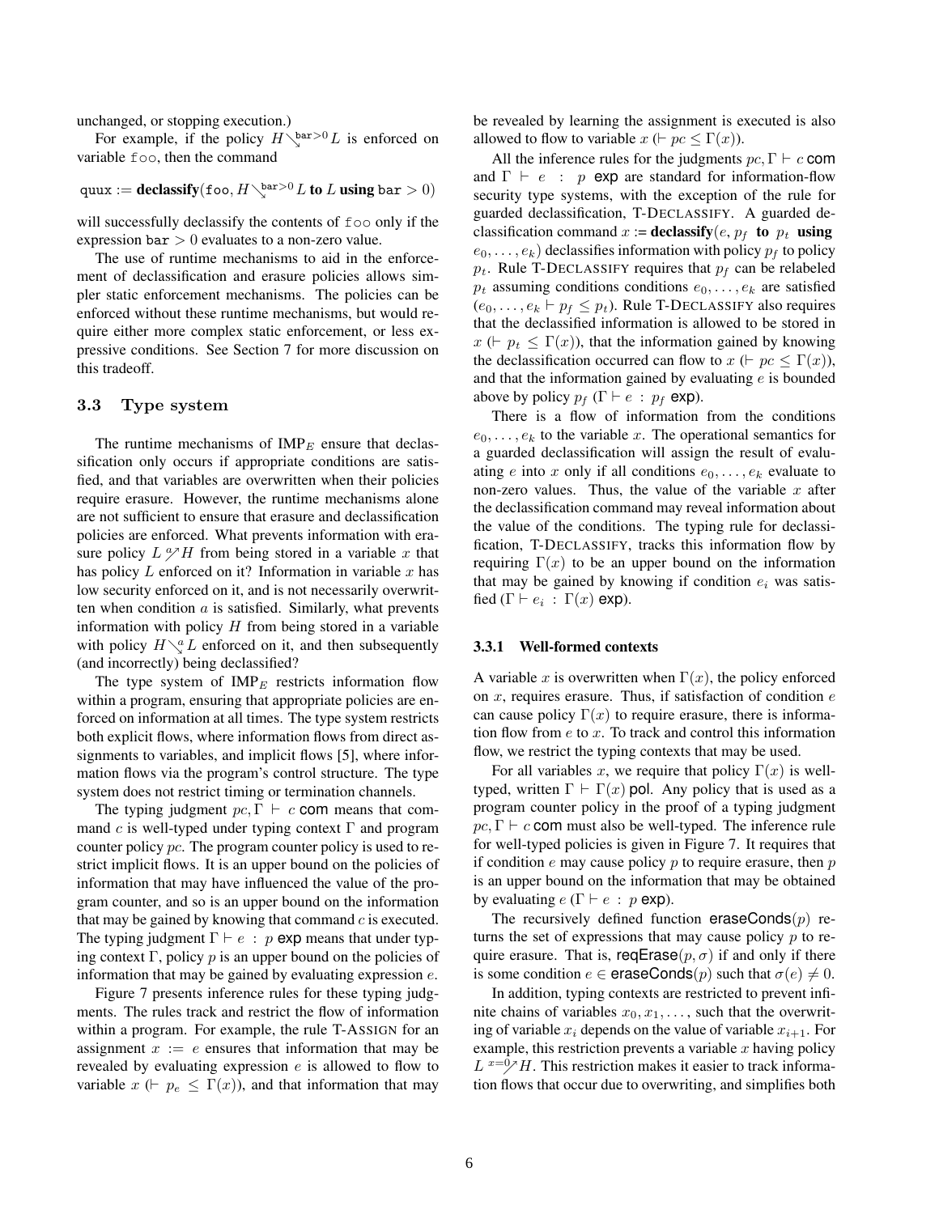unchanged, or stopping execution.)

For example, if the policy $H \searrow^{\texttt{bar}>0} L$ is enforced on variable `foo`, then the command

$$\texttt{quux} := \textbf{declassify}(\texttt{foo}, H \searrow^{\texttt{bar}>0} L \textbf{ to } L \textbf{ using } \texttt{bar} > 0)$$

will successfully declassify the contents of `foo` only if the expression $\texttt{bar} > 0$ evaluates to a non-zero value.

The use of runtime mechanisms to aid in the enforcement of declassification and erasure policies allows simpler static enforcement mechanisms. The policies can be enforced without these runtime mechanisms, but would require either more complex static enforcement, or less expressive conditions. See Section 7 for more discussion on this tradeoff.

### 3.3 Type system

The runtime mechanisms of $\text{IMP}_E$ ensure that declassification only occurs if appropriate conditions are satisfied, and that variables are overwritten when their policies require erasure. However, the runtime mechanisms alone are not sufficient to ensure that erasure and declassification policies are enforced. What prevents information with erasure policy $L \nearrow^{a} H$ from being stored in a variable $x$ that has policy $L$ enforced on it? Information in variable $x$ has low security enforced on it, and is not necessarily overwritten when condition $a$ is satisfied. Similarly, what prevents information with policy $H$ from being stored in a variable with policy $H \searrow^{a} L$ enforced on it, and then subsequently (and incorrectly) being declassified?

The type system of $\text{IMP}_E$ restricts information flow within a program, ensuring that appropriate policies are enforced on information at all times. The type system restricts both explicit flows, where information flows from direct assignments to variables, and implicit flows [5], where information flows via the program's control structure. The type system does not restrict timing or termination channels.

The typing judgment $pc, \Gamma \vdash c$ **com** means that command $c$ is well-typed under typing context $\Gamma$ and program counter policy $pc$. The program counter policy is used to restrict implicit flows. It is an upper bound on the policies of information that may have influenced the value of the program counter, and so is an upper bound on the information that may be gained by knowing that command $c$ is executed. The typing judgment $\Gamma \vdash e : p$ **exp** means that under typing context $\Gamma$, policy $p$ is an upper bound on the policies of information that may be gained by evaluating expression $e$.

Figure 7 presents inference rules for these typing judgments. The rules track and restrict the flow of information within a program. For example, the rule T-ASSIGN for an assignment $x := e$ ensures that information that may be revealed by evaluating expression $e$ is allowed to flow to variable $x$ ($\vdash p_e \leq \Gamma(x)$), and that information that may be revealed by learning the assignment is executed is also allowed to flow to variable $x$ ($\vdash pc \leq \Gamma(x)$).

All the inference rules for the judgments $pc, \Gamma \vdash c$ **com** and $\Gamma \vdash e : p$ **exp** are standard for information-flow security type systems, with the exception of the rule for guarded declassification, T-DECLASSIFY. A guarded declassification command $x := \textbf{declassify}(e, p_f \textbf{ to } p_t \textbf{ using } e_0, \ldots, e_k)$ declassifies information with policy $p_f$ to policy $p_t$. Rule T-DECLASSIFY requires that $p_f$ can be relabeled $p_t$ assuming conditions conditions $e_0, \ldots, e_k$ are satisfied ($e_0, \ldots, e_k \vdash p_f \leq p_t$). Rule T-DECLASSIFY also requires that the declassified information is allowed to be stored in $x$ ($\vdash p_t \leq \Gamma(x)$), that the information gained by knowing the declassification occurred can flow to $x$ ($\vdash pc \leq \Gamma(x)$), and that the information gained by evaluating $e$ is bounded above by policy $p_f$ ($\Gamma \vdash e : p_f$ **exp**).

There is a flow of information from the conditions $e_0, \ldots, e_k$ to the variable $x$. The operational semantics for a guarded declassification will assign the result of evaluating $e$ into $x$ only if all conditions $e_0, \ldots, e_k$ evaluate to non-zero values. Thus, the value of the variable $x$ after the declassification command may reveal information about the value of the conditions. The typing rule for declassification, T-DECLASSIFY, tracks this information flow by requiring $\Gamma(x)$ to be an upper bound on the information that may be gained by knowing if condition $e_i$ was satisfied ($\Gamma \vdash e_i : \Gamma(x)$ **exp**).

#### 3.3.1 Well-formed contexts

A variable $x$ is overwritten when $\Gamma(x)$, the policy enforced on $x$, requires erasure. Thus, if satisfaction of condition $e$ can cause policy $\Gamma(x)$ to require erasure, there is information flow from $e$ to $x$. To track and control this information flow, we restrict the typing contexts that may be used.

For all variables $x$, we require that policy $\Gamma(x)$ is well-typed, written $\Gamma \vdash \Gamma(x)$ **pol**. Any policy that is used as a program counter policy in the proof of a typing judgment $pc, \Gamma \vdash c$ **com** must also be well-typed. The inference rule for well-typed policies is given in Figure 7. It requires that if condition $e$ may cause policy $p$ to require erasure, then $p$ is an upper bound on the information that may be obtained by evaluating $e$ ($\Gamma \vdash e : p$ **exp**).

The recursively defined function $\mathsf{eraseConds}(p)$ returns the set of expressions that may cause policy $p$ to require erasure. That is, $\mathsf{reqErase}(p, \sigma)$ if and only if there is some condition $e \in \mathsf{eraseConds}(p)$ such that $\sigma(e) \neq 0$.

In addition, typing contexts are restricted to prevent infinite chains of variables $x_0, x_1, \ldots$, such that the overwriting of variable $x_i$ depends on the value of variable $x_{i+1}$. For example, this restriction prevents a variable $x$ having policy $L \nearrow^{x=0} H$. This restriction makes it easier to track information flows that occur due to overwriting, and simplifies both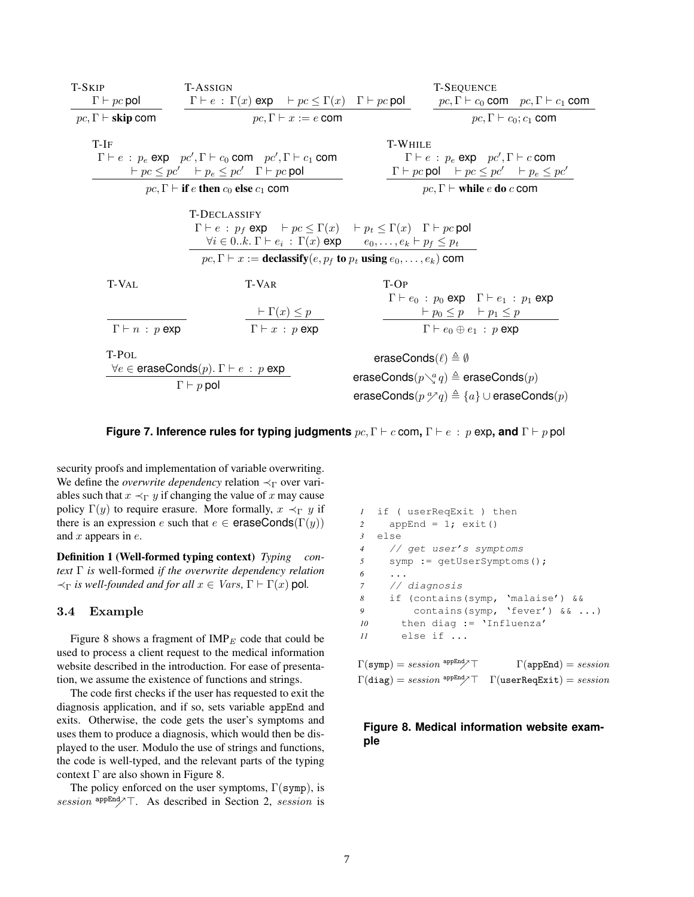$$\text{T-SKIP}\quad \frac{\Gamma \vdash pc\ \mathsf{pol}}{pc, \Gamma \vdash \mathbf{skip}\ \mathsf{com}}
\qquad
\text{T-ASSIGN}\quad \frac{\Gamma \vdash e\ :\ \Gamma(x)\ \mathsf{exp} \quad \vdash pc \leq \Gamma(x) \quad \Gamma \vdash pc\ \mathsf{pol}}{pc, \Gamma \vdash x := e\ \mathsf{com}}
\qquad
\text{T-SEQUENCE}\quad \frac{pc, \Gamma \vdash c_0\ \mathsf{com} \quad pc, \Gamma \vdash c_1\ \mathsf{com}}{pc, \Gamma \vdash c_0; c_1\ \mathsf{com}}$$

$$\text{T-IF}\quad \frac{\Gamma \vdash e\ :\ p_e\ \mathsf{exp} \quad pc', \Gamma \vdash c_0\ \mathsf{com} \quad pc', \Gamma \vdash c_1\ \mathsf{com} \quad \vdash pc \leq pc' \quad \vdash p_e \leq pc' \quad \Gamma \vdash pc\ \mathsf{pol}}{pc, \Gamma \vdash \mathbf{if}\ e\ \mathbf{then}\ c_0\ \mathbf{else}\ c_1\ \mathsf{com}}
\qquad
\text{T-WHILE}\quad \frac{\Gamma \vdash e\ :\ p_e\ \mathsf{exp} \quad pc', \Gamma \vdash c\ \mathsf{com} \quad \Gamma \vdash pc\ \mathsf{pol} \quad \vdash pc \leq pc' \quad \vdash p_e \leq pc'}{pc, \Gamma \vdash \mathbf{while}\ e\ \mathbf{do}\ c\ \mathsf{com}}$$

$$\text{T-DECLASSIFY}\quad \frac{\Gamma \vdash e\ :\ p_f\ \mathsf{exp} \quad \vdash pc \leq \Gamma(x) \quad \vdash p_t \leq \Gamma(x) \quad \Gamma \vdash pc\ \mathsf{pol} \quad \forall i \in 0..k.\ \Gamma \vdash e_i\ :\ \Gamma(x)\ \mathsf{exp} \quad e_0, \ldots, e_k \vdash p_f \leq p_t}{pc, \Gamma \vdash x := \mathbf{declassify}(e, p_f\ \mathbf{to}\ p_t\ \mathbf{using}\ e_0, \ldots, e_k)\ \mathsf{com}}$$

$$\text{T-VAL}\quad \frac{}{\Gamma \vdash n\ :\ p\ \mathsf{exp}}
\qquad
\text{T-VAR}\quad \frac{\vdash \Gamma(x) \leq p}{\Gamma \vdash x\ :\ p\ \mathsf{exp}}
\qquad
\text{T-OP}\quad \frac{\Gamma \vdash e_0\ :\ p_0\ \mathsf{exp} \quad \Gamma \vdash e_1\ :\ p_1\ \mathsf{exp} \quad \vdash p_0 \leq p \quad \vdash p_1 \leq p}{\Gamma \vdash e_0 \oplus e_1\ :\ p\ \mathsf{exp}}$$

$$\text{T-POL}\quad \frac{\forall e \in \mathsf{eraseConds}(p).\ \Gamma \vdash e\ :\ p\ \mathsf{exp}}{\Gamma \vdash p\ \mathsf{pol}}$$

$$\mathsf{eraseConds}(\ell) \triangleq \emptyset$$
$$\mathsf{eraseConds}(p \searrow^{a} q) \triangleq \mathsf{eraseConds}(p)$$
$$\mathsf{eraseConds}(p \overset{a}{\nearrow} q) \triangleq \{a\} \cup \mathsf{eraseConds}(p)$$

**Figure 7. Inference rules for typing judgments $pc, \Gamma \vdash c$ com, $\Gamma \vdash e\ :\ p$ exp, and $\Gamma \vdash p$ pol**

security proofs and implementation of variable overwriting. We define the *overwrite dependency* relation $\prec_\Gamma$ over variables such that $x \prec_\Gamma y$ if changing the value of $x$ may cause policy $\Gamma(y)$ to require erasure. More formally, $x \prec_\Gamma y$ if there is an expression $e$ such that $e \in \mathsf{eraseConds}(\Gamma(y))$ and $x$ appears in $e$.

**Definition 1 (Well-formed typing context)** *Typing context* $\Gamma$ *is* well-formed *if the overwrite dependency relation* $\prec_\Gamma$ *is well-founded and for all* $x \in$ *Vars*, $\Gamma \vdash \Gamma(x)$ pol*.*

### 3.4 Example

Figure 8 shows a fragment of IMP$_E$ code that could be used to process a client request to the medical information website described in the introduction. For ease of presentation, we assume the existence of functions and strings.

The code first checks if the user has requested to exit the diagnosis application, and if so, sets variable appEnd and exits. Otherwise, the code gets the user's symptoms and uses them to produce a diagnosis, which would then be displayed to the user. Modulo the use of strings and functions, the code is well-typed, and the relevant parts of the typing context $\Gamma$ are also shown in Figure 8.

The policy enforced on the user symptoms, $\Gamma(\texttt{symp})$, is $session \overset{\texttt{appEnd}}{\nearrow} \top$. As described in Section 2, $session$ is

```
1  if ( userReqExit ) then
2    appEnd = 1; exit()
3  else
4    // get user's symptoms
5    symp := getUserSymptoms();
6    ...
7    // diagnosis
8    if (contains(symp, 'malaise') &&
9        contains(symp, 'fever') && ...)
10     then diag := 'Influenza'
11     else if ...
```

$\Gamma(\texttt{symp}) = session \overset{\texttt{appEnd}}{\nearrow} \top \qquad \Gamma(\texttt{appEnd}) = session$

$\Gamma(\texttt{diag}) = session \overset{\texttt{appEnd}}{\nearrow} \top \qquad \Gamma(\texttt{userReqExit}) = session$

**Figure 8. Medical information website example**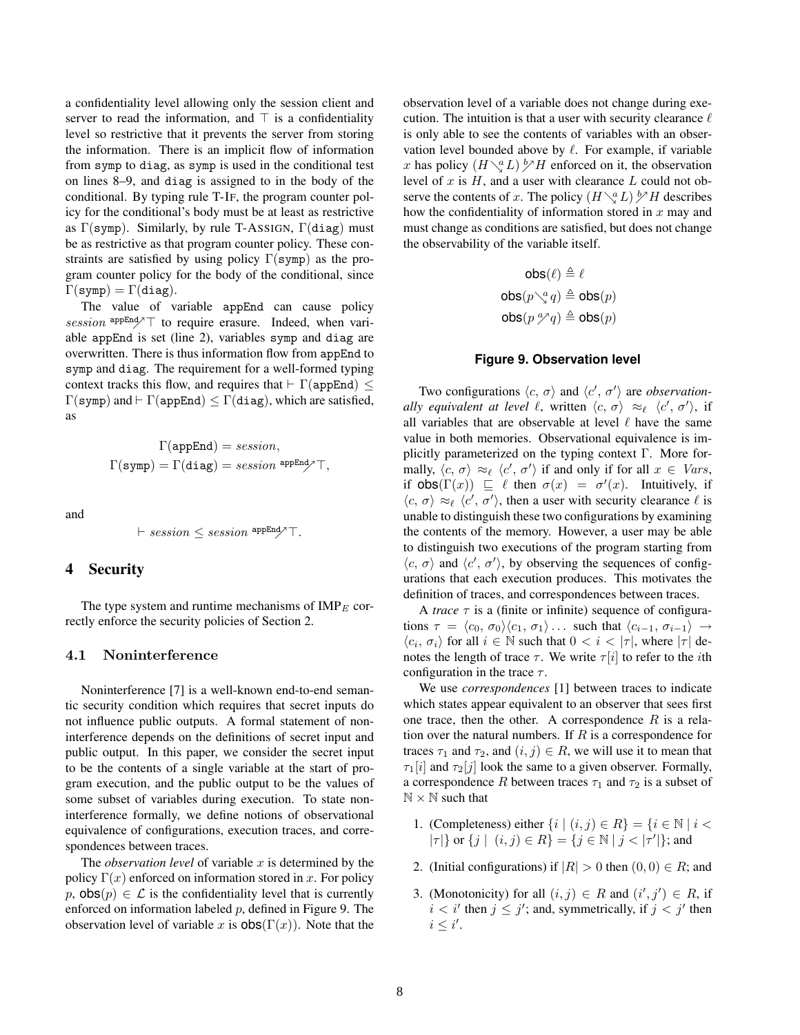a confidentiality level allowing only the session client and server to read the information, and $\top$ is a confidentiality level so restrictive that it prevents the server from storing the information. There is an implicit flow of information from `symp` to `diag`, as `symp` is used in the conditional test on lines 8–9, and `diag` is assigned to in the body of the conditional. By typing rule T-IF, the program counter policy for the conditional's body must be at least as restrictive as $\Gamma(\texttt{symp})$. Similarly, by rule T-ASSIGN, $\Gamma(\texttt{diag})$ must be as restrictive as that program counter policy. These constraints are satisfied by using policy $\Gamma(\texttt{symp})$ as the program counter policy for the body of the conditional, since $\Gamma(\texttt{symp}) = \Gamma(\texttt{diag})$.

The value of variable `appEnd` can cause policy $session \overset{\texttt{appEnd}}{\not\nearrow} \top$ to require erasure. Indeed, when variable `appEnd` is set (line 2), variables `symp` and `diag` are overwritten. There is thus information flow from `appEnd` to `symp` and `diag`. The requirement for a well-formed typing context tracks this flow, and requires that $\vdash \Gamma(\texttt{appEnd}) \leq \Gamma(\texttt{symp})$ and $\vdash \Gamma(\texttt{appEnd}) \leq \Gamma(\texttt{diag})$, which are satisfied, as

$$\Gamma(\texttt{appEnd}) = session,$$
$$\Gamma(\texttt{symp}) = \Gamma(\texttt{diag}) = session \overset{\texttt{appEnd}}{\not\nearrow} \top,$$

and

$$\vdash session \leq session \overset{\texttt{appEnd}}{\not\nearrow} \top.$$

# 4 Security

The type system and runtime mechanisms of IMP$_E$ correctly enforce the security policies of Section 2.

## 4.1 Noninterference

Noninterference [7] is a well-known end-to-end semantic security condition which requires that secret inputs do not influence public outputs. A formal statement of noninterference depends on the definitions of secret input and public output. In this paper, we consider the secret input to be the contents of a single variable at the start of program execution, and the public output to be the values of some subset of variables during execution. To state noninterference formally, we define notions of observational equivalence of configurations, execution traces, and correspondences between traces.

The *observation level* of variable $x$ is determined by the policy $\Gamma(x)$ enforced on information stored in $x$. For policy $p$, $\mathsf{obs}(p) \in \mathcal{L}$ is the confidentiality level that is currently enforced on information labeled $p$, defined in Figure 9. The observation level of variable $x$ is $\mathsf{obs}(\Gamma(x))$. Note that the observation level of a variable does not change during execution. The intuition is that a user with security clearance $\ell$ is only able to see the contents of variables with an observation level bounded above by $\ell$. For example, if variable $x$ has policy $(H \overset{a}{\searrow} L) \overset{b}{\not\nearrow} H$ enforced on it, the observation level of $x$ is $H$, and a user with clearance $L$ could not observe the contents of $x$. The policy $(H \overset{a}{\searrow} L) \overset{b}{\not\nearrow} H$ describes how the confidentiality of information stored in $x$ may and must change as conditions are satisfied, but does not change the observability of the variable itself.

$$\mathsf{obs}(\ell) \triangleq \ell$$
$$\mathsf{obs}(p \overset{a}{\searrow} q) \triangleq \mathsf{obs}(p)$$
$$\mathsf{obs}(p \overset{a}{\not\nearrow} q) \triangleq \mathsf{obs}(p)$$

**Figure 9. Observation level**

Two configurations $\langle c, \sigma\rangle$ and $\langle c', \sigma'\rangle$ are *observationally equivalent at level* $\ell$, written $\langle c, \sigma\rangle \approx_\ell \langle c', \sigma'\rangle$, if all variables that are observable at level $\ell$ have the same value in both memories. Observational equivalence is implicitly parameterized on the typing context $\Gamma$. More formally, $\langle c, \sigma\rangle \approx_\ell \langle c', \sigma'\rangle$ if and only if for all $x \in \mathit{Vars}$, if $\mathsf{obs}(\Gamma(x)) \sqsubseteq \ell$ then $\sigma(x) = \sigma'(x)$. Intuitively, if $\langle c, \sigma\rangle \approx_\ell \langle c', \sigma'\rangle$, then a user with security clearance $\ell$ is unable to distinguish these two configurations by examining the contents of the memory. However, a user may be able to distinguish two executions of the program starting from $\langle c, \sigma\rangle$ and $\langle c', \sigma'\rangle$, by observing the sequences of configurations that each execution produces. This motivates the definition of traces, and correspondences between traces.

A *trace* $\tau$ is a (finite or infinite) sequence of configurations $\tau = \langle c_0, \sigma_0\rangle\langle c_1, \sigma_1\rangle \ldots$ such that $\langle c_{i-1}, \sigma_{i-1}\rangle \rightarrow \langle c_i, \sigma_i\rangle$ for all $i \in \mathbb{N}$ such that $0 < i < |\tau|$, where $|\tau|$ denotes the length of trace $\tau$. We write $\tau[i]$ to refer to the $i$th configuration in the trace $\tau$.

We use *correspondences* [1] between traces to indicate which states appear equivalent to an observer that sees first one trace, then the other. A correspondence $R$ is a relation over the natural numbers. If $R$ is a correspondence for traces $\tau_1$ and $\tau_2$, and $(i, j) \in R$, we will use it to mean that $\tau_1[i]$ and $\tau_2[j]$ look the same to a given observer. Formally, a correspondence $R$ between traces $\tau_1$ and $\tau_2$ is a subset of $\mathbb{N} \times \mathbb{N}$ such that

1. (Completeness) either $\{i \mid (i, j) \in R\} = \{i \in \mathbb{N} \mid i < |\tau|\}$ or $\{j \mid (i, j) \in R\} = \{j \in \mathbb{N} \mid j < |\tau'|\}$; and
2. (Initial configurations) if $|R| > 0$ then $(0, 0) \in R$; and
3. (Monotonicity) for all $(i, j) \in R$ and $(i', j') \in R$, if $i < i'$ then $j \leq j'$; and, symmetrically, if $j < j'$ then $i \leq i'$.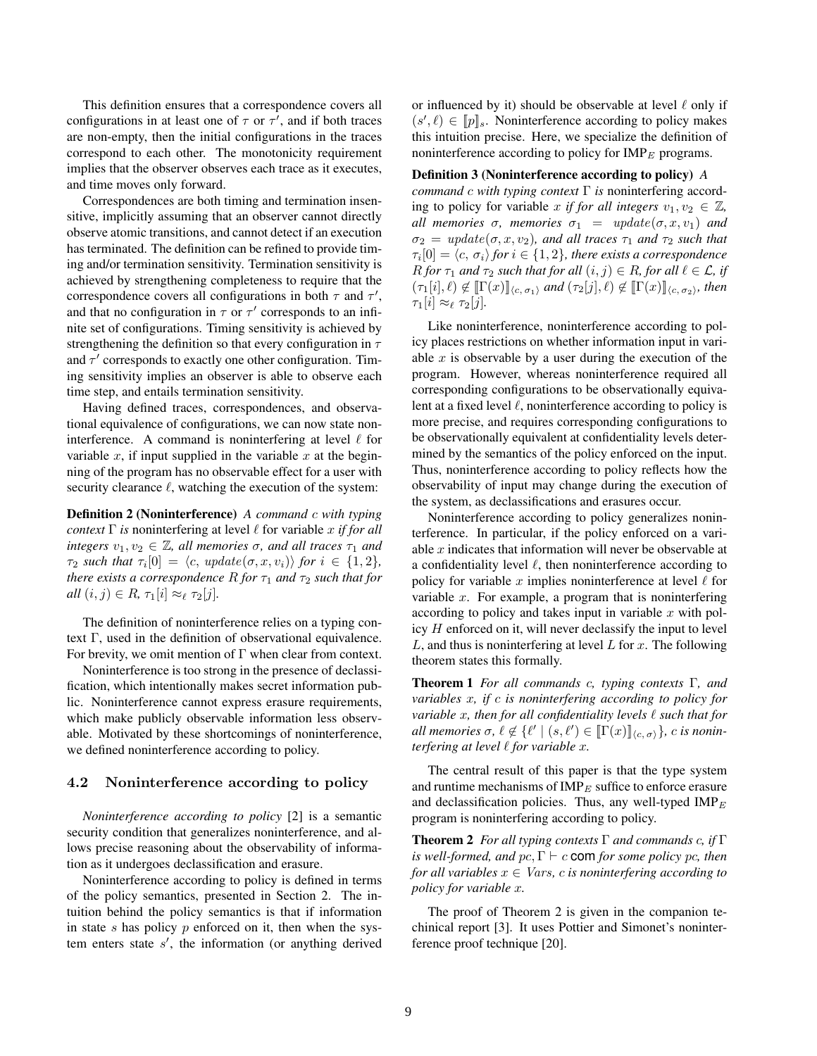This definition ensures that a correspondence covers all configurations in at least one of $\tau$ or $\tau'$, and if both traces are non-empty, then the initial configurations in the traces correspond to each other. The monotonicity requirement implies that the observer observes each trace as it executes, and time moves only forward.

Correspondences are both timing and termination insensitive, implicitly assuming that an observer cannot directly observe atomic transitions, and cannot detect if an execution has terminated. The definition can be refined to provide timing and/or termination sensitivity. Termination sensitivity is achieved by strengthening completeness to require that the correspondence covers all configurations in both $\tau$ and $\tau'$, and that no configuration in $\tau$ or $\tau'$ corresponds to an infinite set of configurations. Timing sensitivity is achieved by strengthening the definition so that every configuration in $\tau$ and $\tau'$ corresponds to exactly one other configuration. Timing sensitivity implies an observer is able to observe each time step, and entails termination sensitivity.

Having defined traces, correspondences, and observational equivalence of configurations, we can now state noninterference. A command is noninterfering at level $\ell$ for variable $x$, if input supplied in the variable $x$ at the beginning of the program has no observable effect for a user with security clearance $\ell$, watching the execution of the system:

**Definition 2 (Noninterference)** *A command $c$ with typing context $\Gamma$ is* noninterfering at level $\ell$ for variable $x$ *if for all integers $v_1, v_2 \in \mathbb{Z}$, all memories $\sigma$, and all traces $\tau_1$ and $\tau_2$ such that $\tau_i[0] = \langle c,\ update(\sigma, x, v_i)\rangle$ for $i \in \{1, 2\}$, there exists a correspondence $R$ for $\tau_1$ and $\tau_2$ such that for all $(i, j) \in R$, $\tau_1[i] \approx_\ell \tau_2[j]$.*

The definition of noninterference relies on a typing context $\Gamma$, used in the definition of observational equivalence. For brevity, we omit mention of $\Gamma$ when clear from context.

Noninterference is too strong in the presence of declassification, which intentionally makes secret information public. Noninterference cannot express erasure requirements, which make publicly observable information less observable. Motivated by these shortcomings of noninterference, we defined noninterference according to policy.

### 4.2 Noninterference according to policy

*Noninterference according to policy* [2] is a semantic security condition that generalizes noninterference, and allows precise reasoning about the observability of information as it undergoes declassification and erasure.

Noninterference according to policy is defined in terms of the policy semantics, presented in Section 2. The intuition behind the policy semantics is that if information in state $s$ has policy $p$ enforced on it, then when the system enters state $s'$, the information (or anything derived or influenced by it) should be observable at level $\ell$ only if $(s', \ell) \in [\![p]\!]_s$. Noninterference according to policy makes this intuition precise. Here, we specialize the definition of noninterference according to policy for $\mathrm{IMP}_E$ programs.

**Definition 3 (Noninterference according to policy)** *A command $c$ with typing context $\Gamma$ is* noninterfering according to policy for variable $x$ *if for all integers $v_1, v_2 \in \mathbb{Z}$, all memories $\sigma$, memories $\sigma_1 = update(\sigma, x, v_1)$ and $\sigma_2 = update(\sigma, x, v_2)$, and all traces $\tau_1$ and $\tau_2$ such that $\tau_i[0] = \langle c,\ \sigma_i\rangle$ for $i \in \{1, 2\}$, there exists a correspondence $R$ for $\tau_1$ and $\tau_2$ such that for all $(i, j) \in R$, for all $\ell \in \mathcal{L}$, if $(\tau_1[i], \ell) \notin [\![\Gamma(x)]\!]_{\langle c,\ \sigma_1\rangle}$ and $(\tau_2[j], \ell) \notin [\![\Gamma(x)]\!]_{\langle c,\ \sigma_2\rangle}$, then $\tau_1[i] \approx_\ell \tau_2[j]$.*

Like noninterference, noninterference according to policy places restrictions on whether information input in variable $x$ is observable by a user during the execution of the program. However, whereas noninterference required all corresponding configurations to be observationally equivalent at a fixed level $\ell$, noninterference according to policy is more precise, and requires corresponding configurations to be observationally equivalent at confidentiality levels determined by the semantics of the policy enforced on the input. Thus, noninterference according to policy reflects how the observability of input may change during the execution of the system, as declassifications and erasures occur.

Noninterference according to policy generalizes noninterference. In particular, if the policy enforced on a variable $x$ indicates that information will never be observable at a confidentiality level $\ell$, then noninterference according to policy for variable $x$ implies noninterference at level $\ell$ for variable $x$. For example, a program that is noninterfering according to policy and takes input in variable $x$ with policy $H$ enforced on it, will never declassify the input to level $L$, and thus is noninterfering at level $L$ for $x$. The following theorem states this formally.

**Theorem 1** *For all commands $c$, typing contexts $\Gamma$, and variables $x$, if $c$ is noninterfering according to policy for variable $x$, then for all confidentiality levels $\ell$ such that for all memories $\sigma$, $\ell \notin \{\ell' \mid (s, \ell') \in [\![\Gamma(x)]\!]_{\langle c,\ \sigma\rangle}\}$, $c$ is noninterfering at level $\ell$ for variable $x$.*

The central result of this paper is that the type system and runtime mechanisms of $\mathrm{IMP}_E$ suffice to enforce erasure and declassification policies. Thus, any well-typed $\mathrm{IMP}_E$ program is noninterfering according to policy.

**Theorem 2** *For all typing contexts $\Gamma$ and commands $c$, if $\Gamma$ is well-formed, and $pc, \Gamma \vdash c$ com for some policy $pc$, then for all variables $x \in Vars$, $c$ is noninterfering according to policy for variable $x$.*

The proof of Theorem 2 is given in the companion techinical report [3]. It uses Pottier and Simonet's noninterference proof technique [20].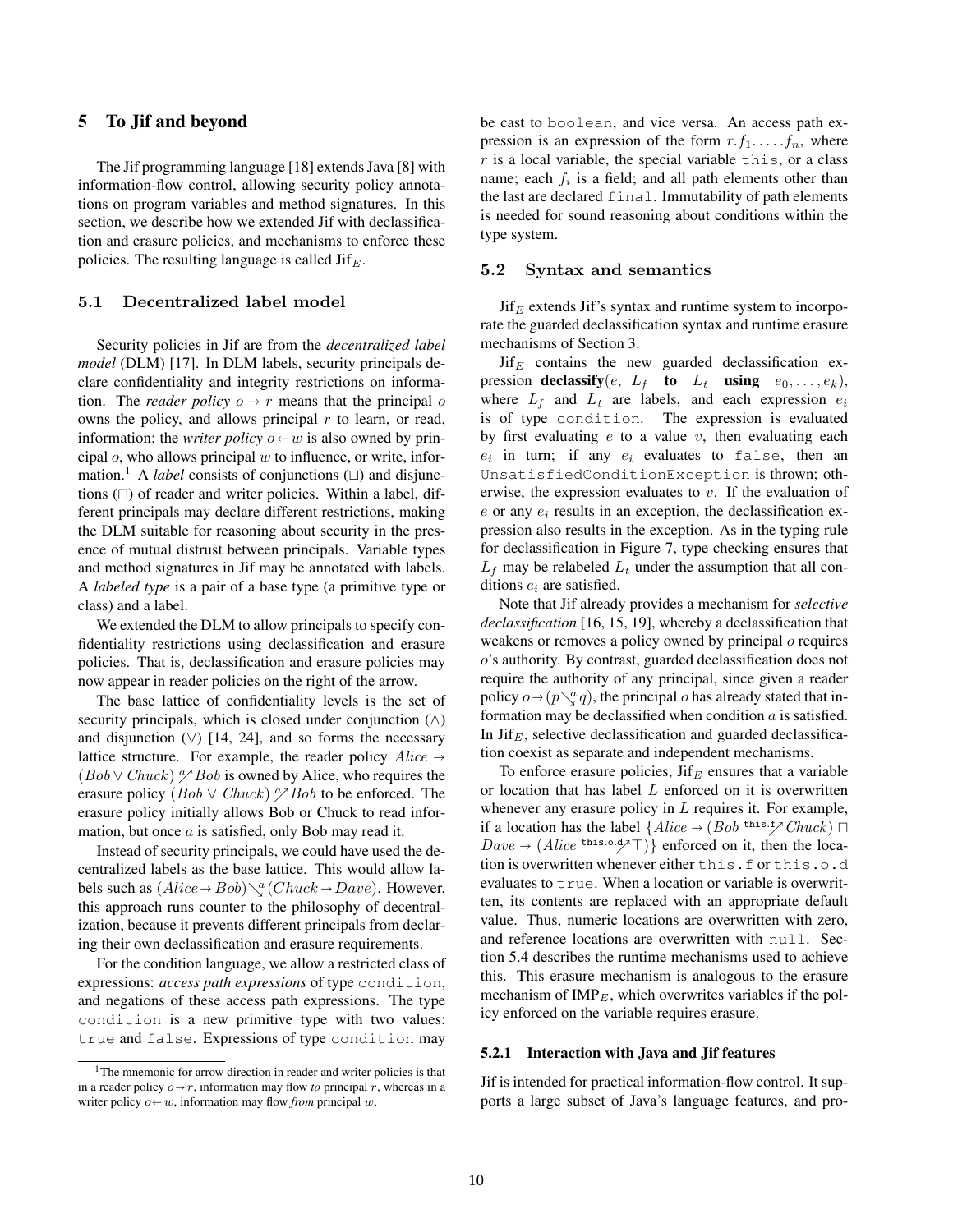## 5 To Jif and beyond

The Jif programming language [18] extends Java [8] with information-flow control, allowing security policy annotations on program variables and method signatures. In this section, we describe how we extended Jif with declassification and erasure policies, and mechanisms to enforce these policies. The resulting language is called Jif$_E$.

### 5.1 Decentralized label model

Security policies in Jif are from the *decentralized label model* (DLM) [17]. In DLM labels, security principals declare confidentiality and integrity restrictions on information. The *reader policy* $o \rightarrow r$ means that the principal $o$ owns the policy, and allows principal $r$ to learn, or read, information; the *writer policy* $o \leftarrow w$ is also owned by principal $o$, who allows principal $w$ to influence, or write, information.[1] A *label* consists of conjunctions ($\sqcup$) and disjunctions ($\sqcap$) of reader and writer policies. Within a label, different principals may declare different restrictions, making the DLM suitable for reasoning about security in the presence of mutual distrust between principals. Variable types and method signatures in Jif may be annotated with labels. A *labeled type* is a pair of a base type (a primitive type or class) and a label.

We extended the DLM to allow principals to specify confidentiality restrictions using declassification and erasure policies. That is, declassification and erasure policies may now appear in reader policies on the right of the arrow.

The base lattice of confidentiality levels is the set of security principals, which is closed under conjunction ($\wedge$) and disjunction ($\vee$) [14, 24], and so forms the necessary lattice structure. For example, the reader policy $Alice \rightarrow (Bob \vee Chuck) \overset{a}{\nearrow} Bob$ is owned by Alice, who requires the erasure policy $(Bob \vee Chuck) \overset{a}{\nearrow} Bob$ to be enforced. The erasure policy initially allows Bob or Chuck to read information, but once $a$ is satisfied, only Bob may read it.

Instead of security principals, we could have used the decentralized labels as the base lattice. This would allow labels such as $(Alice \rightarrow Bob) \overset{a}{\searrow} (Chuck \rightarrow Dave)$. However, this approach runs counter to the philosophy of decentralization, because it prevents different principals from declaring their own declassification and erasure requirements.

For the condition language, we allow a restricted class of expressions: *access path expressions* of type `condition`, and negations of these access path expressions. The type `condition` is a new primitive type with two values: `true` and `false`. Expressions of type `condition` may be cast to `boolean`, and vice versa. An access path expression is an expression of the form $r.f_1.\ldots.f_n$, where $r$ is a local variable, the special variable `this`, or a class name; each $f_i$ is a field; and all path elements other than the last are declared `final`. Immutability of path elements is needed for sound reasoning about conditions within the type system.

### 5.2 Syntax and semantics

Jif$_E$ extends Jif's syntax and runtime system to incorporate the guarded declassification syntax and runtime erasure mechanisms of Section 3.

Jif$_E$ contains the new guarded declassification expression **declassify**($e$, $L_f$ **to** $L_t$ **using** $e_0, \ldots, e_k$), where $L_f$ and $L_t$ are labels, and each expression $e_i$ is of type `condition`. The expression is evaluated by first evaluating $e$ to a value $v$, then evaluating each $e_i$ in turn; if any $e_i$ evaluates to `false`, then an `UnsatisfiedConditionException` is thrown; otherwise, the expression evaluates to $v$. If the evaluation of $e$ or any $e_i$ results in an exception, the declassification expression also results in the exception. As in the typing rule for declassification in Figure 7, type checking ensures that $L_f$ may be relabeled $L_t$ under the assumption that all conditions $e_i$ are satisfied.

Note that Jif already provides a mechanism for ***selective declassification*** [16, 15, 19], whereby a declassification that weakens or removes a policy owned by principal $o$ requires $o$'s authority. By contrast, guarded declassification does not require the authority of any principal, since given a reader policy $o \rightarrow (p \overset{a}{\searrow} q)$, the principal $o$ has already stated that information may be declassified when condition $a$ is satisfied. In Jif$_E$, selective declassification and guarded declassification coexist as separate and independent mechanisms.

To enforce erasure policies, Jif$_E$ ensures that a variable or location that has label $L$ enforced on it is overwritten whenever any erasure policy in $L$ requires it. For example, if a location has the label $\{Alice \rightarrow (Bob \overset{\texttt{this.f}}{\nearrow} Chuck) \sqcap Dave \rightarrow (Alice \overset{\texttt{this.o.d}}{\nearrow} \top)\}$ enforced on it, then the location is overwritten whenever either `this.f` or `this.o.d` evaluates to `true`. When a location or variable is overwritten, its contents are replaced with an appropriate default value. Thus, numeric locations are overwritten with zero, and reference locations are overwritten with `null`. Section 5.4 describes the runtime mechanisms used to achieve this. This erasure mechanism is analogous to the erasure mechanism of IMP$_E$, which overwrites variables if the policy enforced on the variable requires erasure.

#### 5.2.1 Interaction with Java and Jif features

Jif is intended for practical information-flow control. It supports a large subset of Java's language features, and pro-

[1] The mnemonic for arrow direction in reader and writer policies is that in a reader policy $o \rightarrow r$, information may flow *to* principal $r$, whereas in a writer policy $o \leftarrow w$, information may flow *from* principal $w$.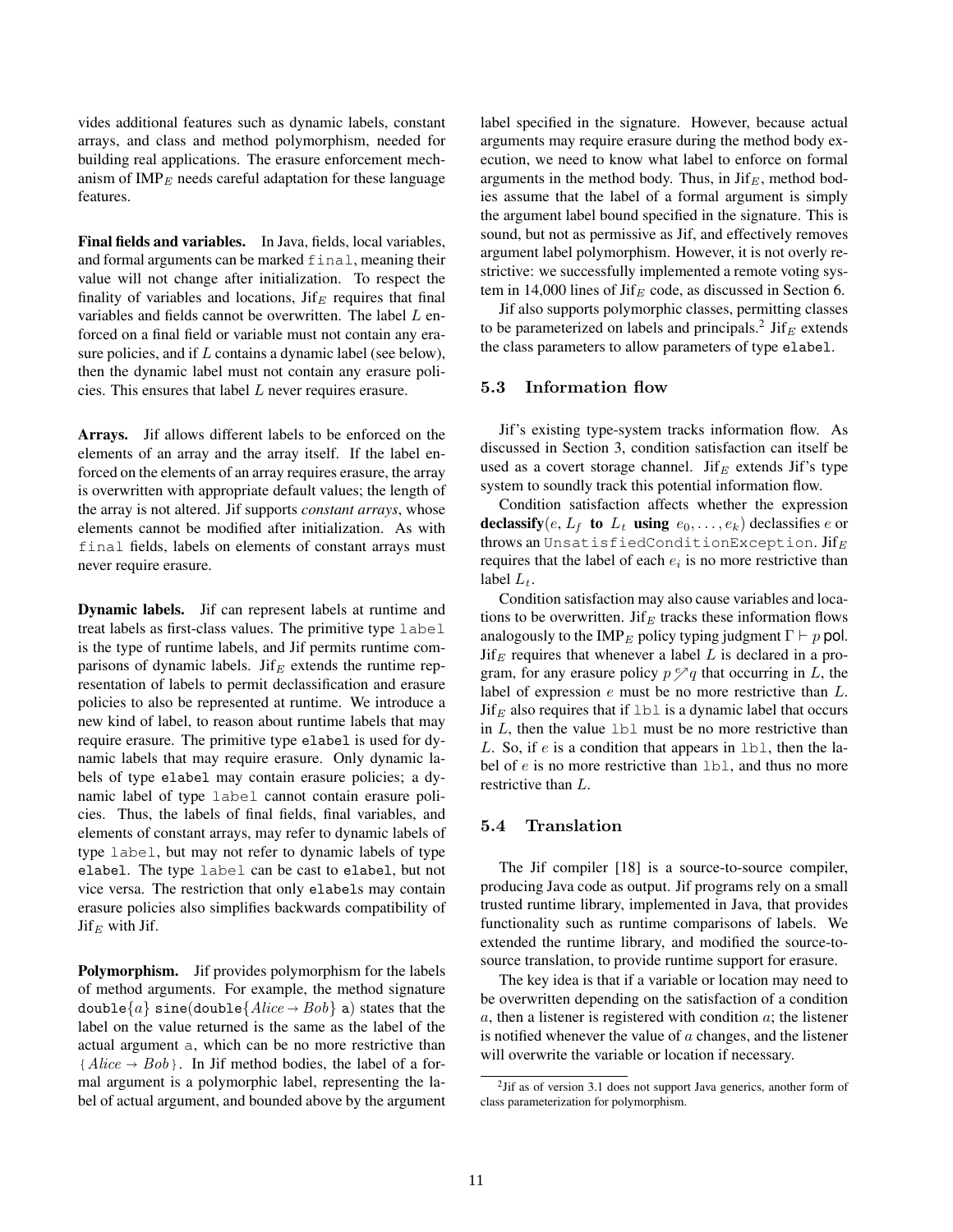vides additional features such as dynamic labels, constant arrays, and class and method polymorphism, needed for building real applications. The erasure enforcement mechanism of $\text{IMP}_E$ needs careful adaptation for these language features.

**Final fields and variables.** In Java, fields, local variables, and formal arguments can be marked `final`, meaning their value will not change after initialization. To respect the finality of variables and locations, $\text{Jif}_E$ requires that final variables and fields cannot be overwritten. The label $L$ enforced on a final field or variable must not contain any erasure policies, and if $L$ contains a dynamic label (see below), then the dynamic label must not contain any erasure policies. This ensures that label $L$ never requires erasure.

**Arrays.** Jif allows different labels to be enforced on the elements of an array and the array itself. If the label enforced on the elements of an array requires erasure, the array is overwritten with appropriate default values; the length of the array is not altered. Jif supports *constant arrays*, whose elements cannot be modified after initialization. As with `final` fields, labels on elements of constant arrays must never require erasure.

**Dynamic labels.** Jif can represent labels at runtime and treat labels as first-class values. The primitive type `label` is the type of runtime labels, and Jif permits runtime comparisons of dynamic labels. $\text{Jif}_E$ extends the runtime representation of labels to permit declassification and erasure policies to also be represented at runtime. We introduce a new kind of label, to reason about runtime labels that may require erasure. The primitive type `elabel` is used for dynamic labels that may require erasure. Only dynamic labels of type `elabel` may contain erasure policies; a dynamic label of type `label` cannot contain erasure policies. Thus, the labels of final fields, final variables, and elements of constant arrays, may refer to dynamic labels of type `label`, but may not refer to dynamic labels of type `elabel`. The type `label` can be cast to `elabel`, but not vice versa. The restriction that only `elabel`s may contain erasure policies also simplifies backwards compatibility of $\text{Jif}_E$ with Jif.

**Polymorphism.** Jif provides polymorphism for the labels of method arguments. For example, the method signature `double`$\{a\}$ `sine(double`$\{Alice \rightarrow Bob\}$ `a)` states that the label on the value returned is the same as the label of the actual argument `a`, which can be no more restrictive than $\{Alice \rightarrow Bob\}$. In Jif method bodies, the label of a formal argument is a polymorphic label, representing the label of actual argument, and bounded above by the argument label specified in the signature. However, because actual arguments may require erasure during the method body execution, we need to know what label to enforce on formal arguments in the method body. Thus, in $\text{Jif}_E$, method bodies assume that the label of a formal argument is simply the argument label bound specified in the signature. This is sound, but not as permissive as Jif, and effectively removes argument label polymorphism. However, it is not overly restrictive: we successfully implemented a remote voting system in 14,000 lines of $\text{Jif}_E$ code, as discussed in Section 6.

Jif also supports polymorphic classes, permitting classes to be parameterized on labels and principals.[2] $\text{Jif}_E$ extends the class parameters to allow parameters of type `elabel`.

### 5.3 Information flow

Jif's existing type-system tracks information flow. As discussed in Section 3, condition satisfaction can itself be used as a covert storage channel. $\text{Jif}_E$ extends Jif's type system to soundly track this potential information flow.

Condition satisfaction affects whether the expression **declassify**$(e, L_f$ **to** $L_t$ **using** $e_0, \ldots, e_k)$ declassifies $e$ or throws an `UnsatisfiedConditionException`. $\text{Jif}_E$ requires that the label of each $e_i$ is no more restrictive than label $L_t$.

Condition satisfaction may also cause variables and locations to be overwritten. $\text{Jif}_E$ tracks these information flows analogously to the $\text{IMP}_E$ policy typing judgment $\Gamma \vdash p$ pol. $\text{Jif}_E$ requires that whenever a label $L$ is declared in a program, for any erasure policy $p \overset{e}{\nearrow} q$ that occurring in $L$, the label of expression $e$ must be no more restrictive than $L$. $\text{Jif}_E$ also requires that if `lbl` is a dynamic label that occurs in $L$, then the value `lbl` must be no more restrictive than $L$. So, if $e$ is a condition that appears in `lbl`, then the label of $e$ is no more restrictive than `lbl`, and thus no more restrictive than $L$.

### 5.4 Translation

The Jif compiler [18] is a source-to-source compiler, producing Java code as output. Jif programs rely on a small trusted runtime library, implemented in Java, that provides functionality such as runtime comparisons of labels. We extended the runtime library, and modified the source-to-source translation, to provide runtime support for erasure.

The key idea is that if a variable or location may need to be overwritten depending on the satisfaction of a condition $a$, then a listener is registered with condition $a$; the listener is notified whenever the value of $a$ changes, and the listener will overwrite the variable or location if necessary.

[2] Jif as of version 3.1 does not support Java generics, another form of class parameterization for polymorphism.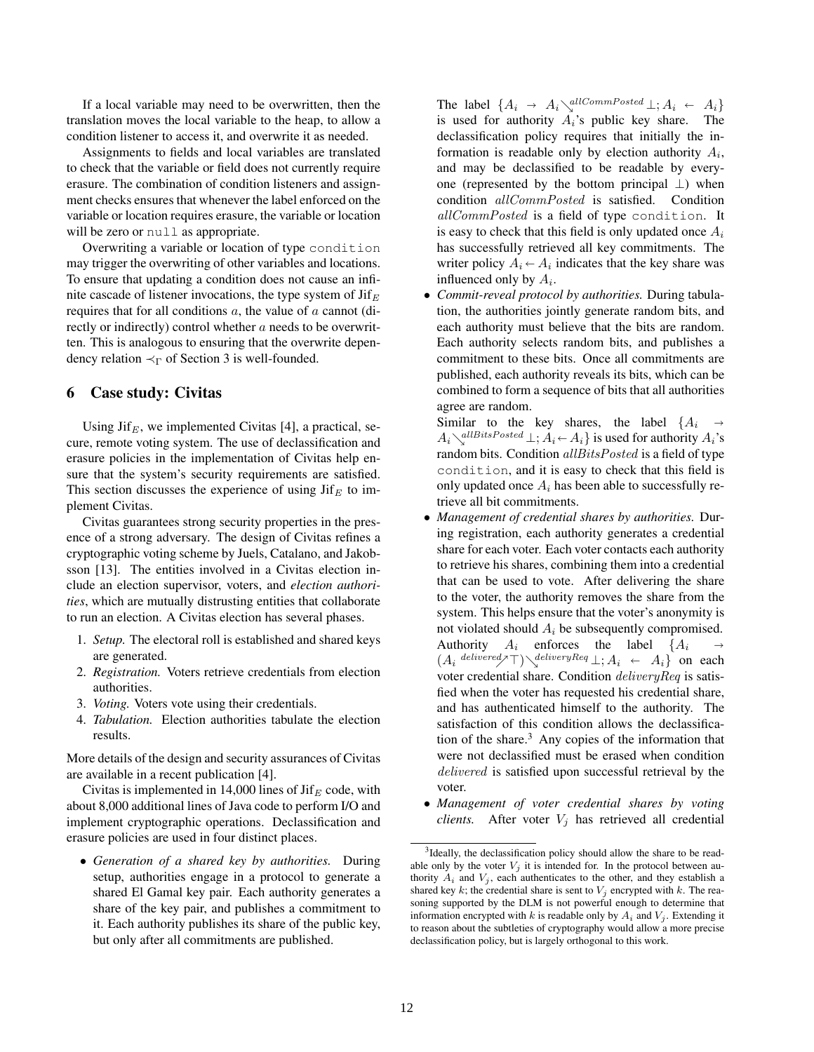If a local variable may need to be overwritten, then the translation moves the local variable to the heap, to allow a condition listener to access it, and overwrite it as needed.

Assignments to fields and local variables are translated to check that the variable or field does not currently require erasure. The combination of condition listeners and assignment checks ensures that whenever the label enforced on the variable or location requires erasure, the variable or location will be zero or `null` as appropriate.

Overwriting a variable or location of type `condition` may trigger the overwriting of other variables and locations. To ensure that updating a condition does not cause an infinite cascade of listener invocations, the type system of Jif$_E$ requires that for all conditions $a$, the value of $a$ cannot (directly or indirectly) control whether $a$ needs to be overwritten. This is analogous to ensuring that the overwrite dependency relation $\prec_\Gamma$ of Section 3 is well-founded.

## 6 Case study: Civitas

Using Jif$_E$, we implemented Civitas [4], a practical, secure, remote voting system. The use of declassification and erasure policies in the implementation of Civitas help ensure that the system's security requirements are satisfied. This section discusses the experience of using Jif$_E$ to implement Civitas.

Civitas guarantees strong security properties in the presence of a strong adversary. The design of Civitas refines a cryptographic voting scheme by Juels, Catalano, and Jakobsson [13]. The entities involved in a Civitas election include an election supervisor, voters, and *election authorities*, which are mutually distrusting entities that collaborate to run an election. A Civitas election has several phases.

1. *Setup.* The electoral roll is established and shared keys are generated.
2. *Registration.* Voters retrieve credentials from election authorities.
3. *Voting.* Voters vote using their credentials.
4. *Tabulation.* Election authorities tabulate the election results.

More details of the design and security assurances of Civitas are available in a recent publication [4].

Civitas is implemented in 14,000 lines of Jif$_E$ code, with about 8,000 additional lines of Java code to perform I/O and implement cryptographic operations. Declassification and erasure policies are used in four distinct places.

- *Generation of a shared key by authorities.* During setup, authorities engage in a protocol to generate a shared El Gamal key pair. Each authority generates a share of the key pair, and publishes a commitment to it. Each authority publishes its share of the public key, but only after all commitments are published.

  The label $\{A_i \rightarrow A_i \searrow^{allCommPosted} \bot; A_i \leftarrow A_i\}$ is used for authority $A_i$'s public key share. The declassification policy requires that initially the information is readable only by election authority $A_i$, and may be declassified to be readable by everyone (represented by the bottom principal $\bot$) when condition $allCommPosted$ is satisfied. Condition $allCommPosted$ is a field of type `condition`. It is easy to check that this field is only updated once $A_i$ has successfully retrieved all key commitments. The writer policy $A_i \leftarrow A_i$ indicates that the key share was influenced only by $A_i$.

- *Commit-reveal protocol by authorities.* During tabulation, the authorities jointly generate random bits, and each authority must believe that the bits are random. Each authority selects random bits, and publishes a commitment to these bits. Once all commitments are published, each authority reveals its bits, which can be combined to form a sequence of bits that all authorities agree are random.

  Similar to the key shares, the label $\{A_i \rightarrow A_i \searrow^{allBitsPosted} \bot; A_i \leftarrow A_i\}$ is used for authority $A_i$'s random bits. Condition $allBitsPosted$ is a field of type `condition`, and it is easy to check that this field is only updated once $A_i$ has been able to successfully retrieve all bit commitments.

- *Management of credential shares by authorities.* During registration, each authority generates a credential share for each voter. Each voter contacts each authority to retrieve his shares, combining them into a credential that can be used to vote. After delivering the share to the voter, the authority removes the share from the system. This helps ensure that the voter's anonymity is not violated should $A_i$ be subsequently compromised. Authority $A_i$ enforces the label $\{A_i \rightarrow (A_i \;{}^{delivered}\!\nearrow \top) \searrow^{deliveryReq} \bot; A_i \leftarrow A_i\}$ on each voter credential share. Condition $deliveryReq$ is satisfied when the voter has requested his credential share, and has authenticated himself to the authority. The satisfaction of this condition allows the declassification of the share.[3] Any copies of the information that were not declassified must be erased when condition $delivered$ is satisfied upon successful retrieval by the voter.

- *Management of voter credential shares by voting clients.* After voter $V_j$ has retrieved all credential

[3] Ideally, the declassification policy should allow the share to be readable only by the voter $V_j$ it is intended for. In the protocol between authority $A_i$ and $V_j$, each authenticates to the other, and they establish a shared key $k$; the credential share is sent to $V_j$ encrypted with $k$. The reasoning supported by the DLM is not powerful enough to determine that information encrypted with $k$ is readable only by $A_i$ and $V_j$. Extending it to reason about the subtleties of cryptography would allow a more precise declassification policy, but is largely orthogonal to this work.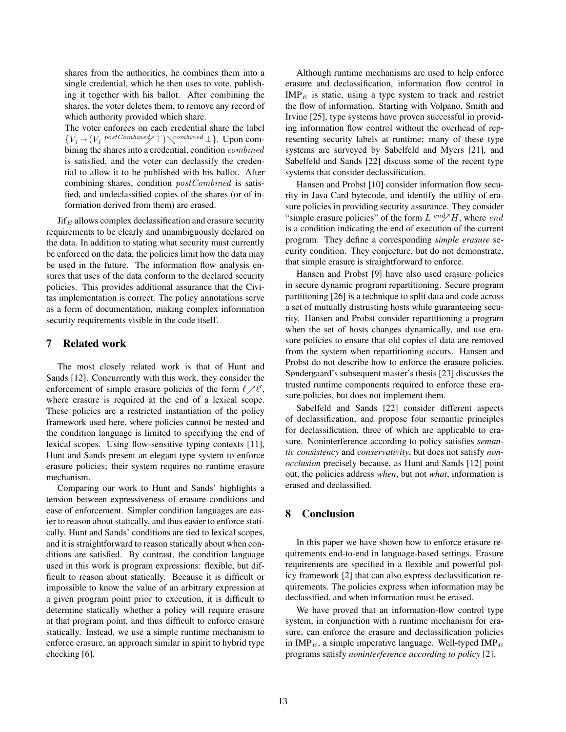shares from the authorities, he combines them into a single credential, which he then uses to vote, publishing it together with his ballot. After combining the shares, the voter deletes them, to remove any record of which authority provided which share.

The voter enforces on each credential share the label $\{V_j \rightarrow (V_j \overset{postCombined}{\nearrow} \top) \overset{combined}{\searrow} \bot\}$. Upon combining the shares into a credential, condition $combined$ is satisfied, and the voter can declassify the credential to allow it to be published with his ballot. After combining shares, condition $postCombined$ is satisfied, and undeclassified copies of the shares (or of information derived from them) are erased.

Jif$_E$ allows complex declassification and erasure security requirements to be clearly and unambiguously declared on the data. In addition to stating what security must currently be enforced on the data, the policies limit how the data may be used in the future. The information flow analysis ensures that uses of the data conform to the declared security policies. This provides additional assurance that the Civitas implementation is correct. The policy annotations serve as a form of documentation, making complex information security requirements visible in the code itself.

## 7 Related work

The most closely related work is that of Hunt and Sands [12]. Concurrently with this work, they consider the enforcement of simple erasure policies of the form $\ell \nearrow \ell'$, where erasure is required at the end of a lexical scope. These policies are a restricted instantiation of the policy framework used here, where policies cannot be nested and the condition language is limited to specifying the end of lexical scopes. Using flow-sensitive typing contexts [11], Hunt and Sands present an elegant type system to enforce erasure policies; their system requires no runtime erasure mechanism.

Comparing our work to Hunt and Sands' highlights a tension between expressiveness of erasure conditions and ease of enforcement. Simpler condition languages are easier to reason about statically, and thus easier to enforce statically. Hunt and Sands' conditions are tied to lexical scopes, and it is straightforward to reason statically about when conditions are satisfied. By contrast, the condition language used in this work is program expressions: flexible, but difficult to reason about statically. Because it is difficult or impossible to know the value of an arbitrary expression at a given program point prior to execution, it is difficult to determine statically whether a policy will require erasure at that program point, and thus difficult to enforce erasure statically. Instead, we use a simple runtime mechanism to enforce erasure, an approach similar in spirit to hybrid type checking [6].

Although runtime mechanisms are used to help enforce erasure and declassification, information flow control in IMP$_E$ is static, using a type system to track and restrict the flow of information. Starting with Volpano, Smith and Irvine [25], type systems have proven successful in providing information flow control without the overhead of representing security labels at runtime; many of these type systems are surveyed by Sabelfeld and Myers [21], and Sabelfeld and Sands [22] discuss some of the recent type systems that consider declassification.

Hansen and Probst [10] consider information flow security in Java Card bytecode, and identify the utility of erasure policies in providing security assurance. They consider "simple erasure policies" of the form $L \overset{end}{\nearrow} H$, where $end$ is a condition indicating the end of execution of the current program. They define a corresponding *simple erasure* security condition. They conjecture, but do not demonstrate, that simple erasure is straightforward to enforce.

Hansen and Probst [9] have also used erasure policies in secure dynamic program repartitioning. Secure program partitioning [26] is a technique to split data and code across a set of mutually distrusting hosts while guaranteeing security. Hansen and Probst consider repartitioning a program when the set of hosts changes dynamically, and use erasure policies to ensure that old copies of data are removed from the system when repartitioning occurs. Hansen and Probst do not describe how to enforce the erasure policies. Søndergaard's subsequent master's thesis [23] discusses the trusted runtime components required to enforce these erasure policies, but does not implement them.

Sabelfeld and Sands [22] consider different aspects of declassification, and propose four semantic principles for declassification, three of which are applicable to erasure. Noninterference according to policy satisfies *semantic consistency* and *conservativity*, but does not satisfy *non-occlusion* precisely because, as Hunt and Sands [12] point out, the policies address *when*, but not *what*, information is erased and declassified.

## 8 Conclusion

In this paper we have shown how to enforce erasure requirements end-to-end in language-based settings. Erasure requirements are specified in a flexible and powerful policy framework [2] that can also express declassification requirements. The policies express when information may be declassified, and when information must be erased.

We have proved that an information-flow control type system, in conjunction with a runtime mechanism for erasure, can enforce the erasure and declassification policies in IMP$_E$, a simple imperative language. Well-typed IMP$_E$ programs satisfy *noninterference according to policy* [2].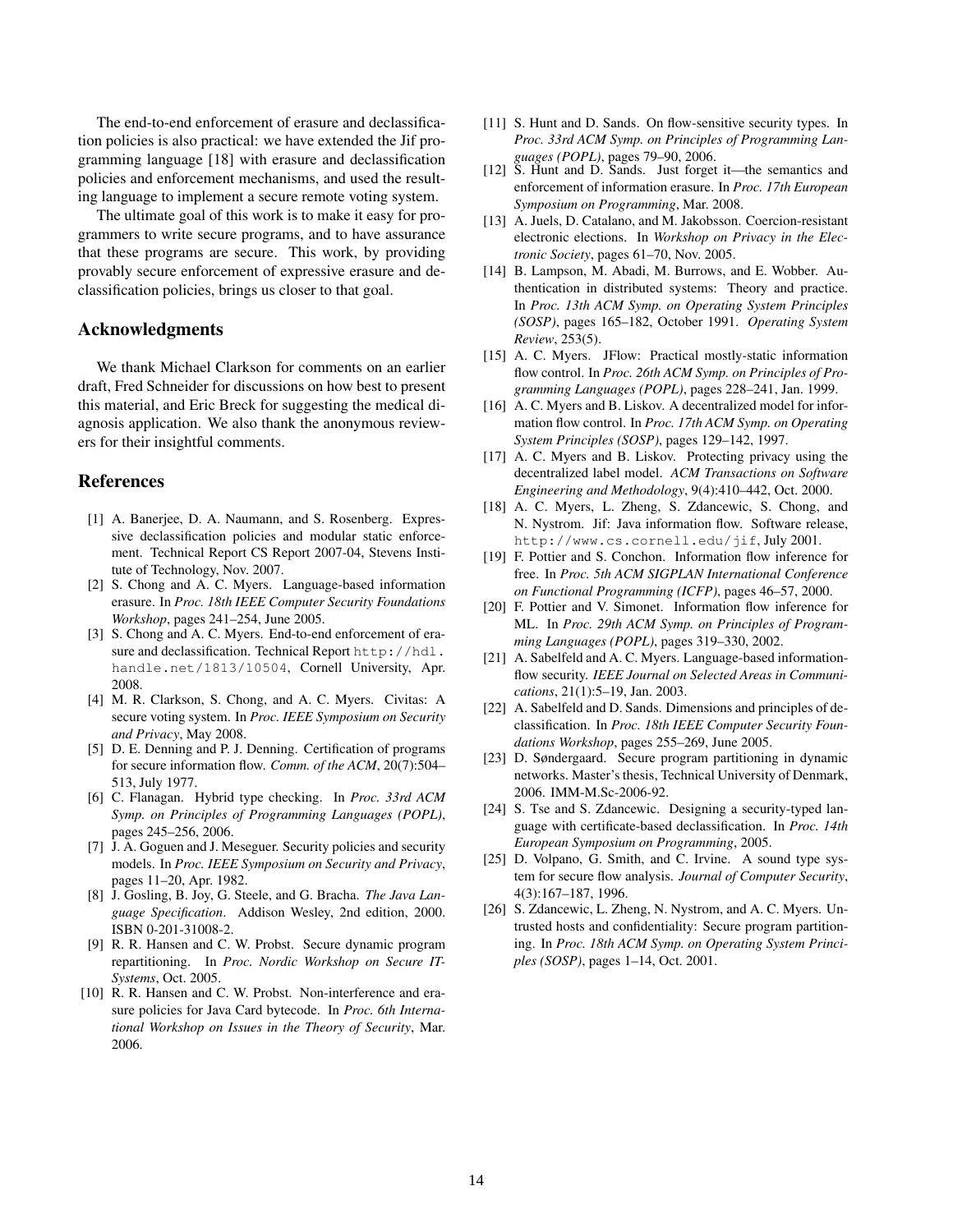The end-to-end enforcement of erasure and declassification policies is also practical: we have extended the Jif programming language [18] with erasure and declassification policies and enforcement mechanisms, and used the resulting language to implement a secure remote voting system.

The ultimate goal of this work is to make it easy for programmers to write secure programs, and to have assurance that these programs are secure. This work, by providing provably secure enforcement of expressive erasure and declassification policies, brings us closer to that goal.

## Acknowledgments

We thank Michael Clarkson for comments on an earlier draft, Fred Schneider for discussions on how best to present this material, and Eric Breck for suggesting the medical diagnosis application. We also thank the anonymous reviewers for their insightful comments.

## References

[1] A. Banerjee, D. A. Naumann, and S. Rosenberg. Expressive declassification policies and modular static enforcement. Technical Report CS Report 2007-04, Stevens Institute of Technology, Nov. 2007.

[2] S. Chong and A. C. Myers. Language-based information erasure. In *Proc. 18th IEEE Computer Security Foundations Workshop*, pages 241–254, June 2005.

[3] S. Chong and A. C. Myers. End-to-end enforcement of erasure and declassification. Technical Report `http://hdl.handle.net/1813/10504`, Cornell University, Apr. 2008.

[4] M. R. Clarkson, S. Chong, and A. C. Myers. Civitas: A secure voting system. In *Proc. IEEE Symposium on Security and Privacy*, May 2008.

[5] D. E. Denning and P. J. Denning. Certification of programs for secure information flow. *Comm. of the ACM*, 20(7):504–513, July 1977.

[6] C. Flanagan. Hybrid type checking. In *Proc. 33rd ACM Symp. on Principles of Programming Languages (POPL)*, pages 245–256, 2006.

[7] J. A. Goguen and J. Meseguer. Security policies and security models. In *Proc. IEEE Symposium on Security and Privacy*, pages 11–20, Apr. 1982.

[8] J. Gosling, B. Joy, G. Steele, and G. Bracha. *The Java Language Specification*. Addison Wesley, 2nd edition, 2000. ISBN 0-201-31008-2.

[9] R. R. Hansen and C. W. Probst. Secure dynamic program repartitioning. In *Proc. Nordic Workshop on Secure IT-Systems*, Oct. 2005.

[10] R. R. Hansen and C. W. Probst. Non-interference and erasure policies for Java Card bytecode. In *Proc. 6th International Workshop on Issues in the Theory of Security*, Mar. 2006.

[11] S. Hunt and D. Sands. On flow-sensitive security types. In *Proc. 33rd ACM Symp. on Principles of Programming Languages (POPL)*, pages 79–90, 2006.

[12] S. Hunt and D. Sands. Just forget it—the semantics and enforcement of information erasure. In *Proc. 17th European Symposium on Programming*, Mar. 2008.

[13] A. Juels, D. Catalano, and M. Jakobsson. Coercion-resistant electronic elections. In *Workshop on Privacy in the Electronic Society*, pages 61–70, Nov. 2005.

[14] B. Lampson, M. Abadi, M. Burrows, and E. Wobber. Authentication in distributed systems: Theory and practice. In *Proc. 13th ACM Symp. on Operating System Principles (SOSP)*, pages 165–182, October 1991. *Operating System Review*, 253(5).

[15] A. C. Myers. JFlow: Practical mostly-static information flow control. In *Proc. 26th ACM Symp. on Principles of Programming Languages (POPL)*, pages 228–241, Jan. 1999.

[16] A. C. Myers and B. Liskov. A decentralized model for information flow control. In *Proc. 17th ACM Symp. on Operating System Principles (SOSP)*, pages 129–142, 1997.

[17] A. C. Myers and B. Liskov. Protecting privacy using the decentralized label model. *ACM Transactions on Software Engineering and Methodology*, 9(4):410–442, Oct. 2000.

[18] A. C. Myers, L. Zheng, S. Zdancewic, S. Chong, and N. Nystrom. Jif: Java information flow. Software release, `http://www.cs.cornell.edu/jif`, July 2001.

[19] F. Pottier and S. Conchon. Information flow inference for free. In *Proc. 5th ACM SIGPLAN International Conference on Functional Programming (ICFP)*, pages 46–57, 2000.

[20] F. Pottier and V. Simonet. Information flow inference for ML. In *Proc. 29th ACM Symp. on Principles of Programming Languages (POPL)*, pages 319–330, 2002.

[21] A. Sabelfeld and A. C. Myers. Language-based information-flow security. *IEEE Journal on Selected Areas in Communications*, 21(1):5–19, Jan. 2003.

[22] A. Sabelfeld and D. Sands. Dimensions and principles of declassification. In *Proc. 18th IEEE Computer Security Foundations Workshop*, pages 255–269, June 2005.

[23] D. Søndergaard. Secure program partitioning in dynamic networks. Master's thesis, Technical University of Denmark, 2006. IMM-M.Sc-2006-92.

[24] S. Tse and S. Zdancewic. Designing a security-typed language with certificate-based declassification. In *Proc. 14th European Symposium on Programming*, 2005.

[25] D. Volpano, G. Smith, and C. Irvine. A sound type system for secure flow analysis. *Journal of Computer Security*, 4(3):167–187, 1996.

[26] S. Zdancewic, L. Zheng, N. Nystrom, and A. C. Myers. Untrusted hosts and confidentiality: Secure program partitioning. In *Proc. 18th ACM Symp. on Operating System Principles (SOSP)*, pages 1–14, Oct. 2001.